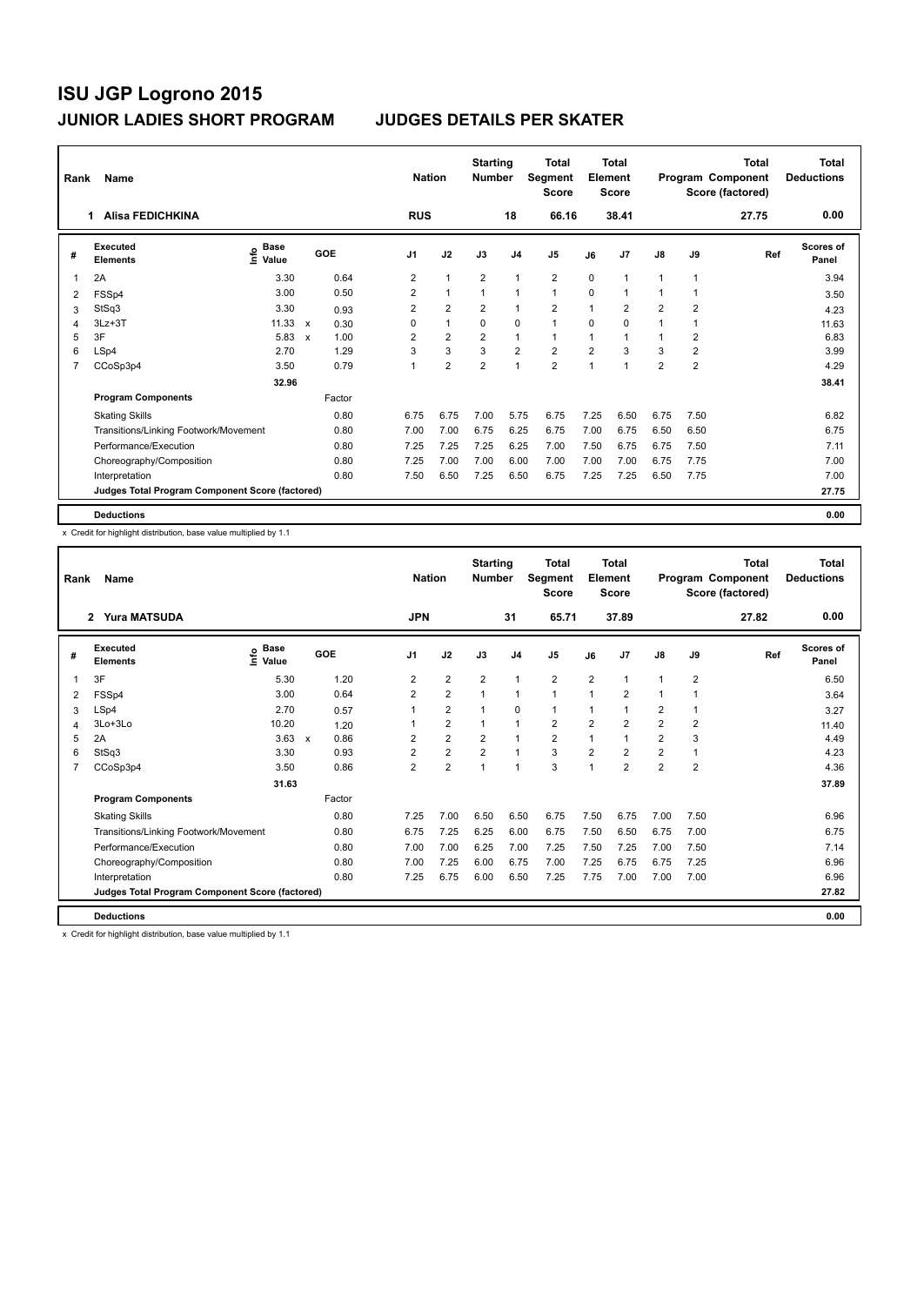# ISU JGP Logrono 2015

## JUNIOR LADIES SHORT PROGRAM JUDGES DETAILS PER SKATER

| Rank | Name | Nation | Starting Number | Total Segment Score | Total Element Score | Total Program Component Score (factored) | Total Deductions |
|---|---|---|---|---|---|---|---|
| 1 | Alisa FEDICHKINA | RUS | 18 | 66.16 | 38.41 | 27.75 | 0.00 |

| # | Executed Elements | Info | Base Value | | GOE | J1 | J2 | J3 | J4 | J5 | J6 | J7 | J8 | J9 | Ref | Scores of Panel |
|---|---|---|---|---|---|---|---|---|---|---|---|---|---|---|---|---|
| 1 | 2A | | 3.30 | | 0.64 | 2 | 1 | 2 | 1 | 2 | 0 | 1 | 1 | 1 | | 3.94 |
| 2 | FSSp4 | | 3.00 | | 0.50 | 2 | 1 | 1 | 1 | 1 | 0 | 1 | 1 | 1 | | 3.50 |
| 3 | StSq3 | | 3.30 | | 0.93 | 2 | 2 | 2 | 1 | 2 | 1 | 2 | 2 | 2 | | 4.23 |
| 4 | 3Lz+3T | | 11.33 | x | 0.30 | 0 | 1 | 0 | 0 | 1 | 0 | 0 | 1 | 1 | | 11.63 |
| 5 | 3F | | 5.83 | x | 1.00 | 2 | 2 | 2 | 1 | 1 | 1 | 1 | 1 | 2 | | 6.83 |
| 6 | LSp4 | | 2.70 | | 1.29 | 3 | 3 | 3 | 2 | 2 | 2 | 3 | 3 | 2 | | 3.99 |
| 7 | CCoSp3p4 | | 3.50 | | 0.79 | 1 | 2 | 2 | 1 | 2 | 1 | 1 | 2 | 2 | | 4.29 |
| | | | 32.96 | | | | | | | | | | | | | 38.41 |
| | **Program Components** | | | | Factor | | | | | | | | | | | |
| | Skating Skills | | | | 0.80 | 6.75 | 6.75 | 7.00 | 5.75 | 6.75 | 7.25 | 6.50 | 6.75 | 7.50 | | 6.82 |
| | Transitions/Linking Footwork/Movement | | | | 0.80 | 7.00 | 7.00 | 6.75 | 6.25 | 6.75 | 7.00 | 6.75 | 6.50 | 6.50 | | 6.75 |
| | Performance/Execution | | | | 0.80 | 7.25 | 7.25 | 7.25 | 6.25 | 7.00 | 7.50 | 6.75 | 6.75 | 7.50 | | 7.11 |
| | Choreography/Composition | | | | 0.80 | 7.25 | 7.00 | 7.00 | 6.00 | 7.00 | 7.00 | 7.00 | 6.75 | 7.75 | | 7.00 |
| | Interpretation | | | | 0.80 | 7.50 | 6.50 | 7.25 | 6.50 | 6.75 | 7.25 | 7.25 | 6.50 | 7.75 | | 7.00 |
| | **Judges Total Program Component Score (factored)** | | | | | | | | | | | | | | | 27.75 |
| | **Deductions** | | | | | | | | | | | | | | | 0.00 |

x Credit for highlight distribution, base value multiplied by 1.1

| Rank | Name | Nation | Starting Number | Total Segment Score | Total Element Score | Total Program Component Score (factored) | Total Deductions |
|---|---|---|---|---|---|---|---|
| 2 | Yura MATSUDA | JPN | 31 | 65.71 | 37.89 | 27.82 | 0.00 |

| # | Executed Elements | Info | Base Value | | GOE | J1 | J2 | J3 | J4 | J5 | J6 | J7 | J8 | J9 | Ref | Scores of Panel |
|---|---|---|---|---|---|---|---|---|---|---|---|---|---|---|---|---|
| 1 | 3F | | 5.30 | | 1.20 | 2 | 2 | 2 | 1 | 2 | 2 | 1 | 1 | 2 | | 6.50 |
| 2 | FSSp4 | | 3.00 | | 0.64 | 2 | 2 | 1 | 1 | 1 | 1 | 2 | 1 | 1 | | 3.64 |
| 3 | LSp4 | | 2.70 | | 0.57 | 1 | 2 | 1 | 0 | 1 | 1 | 1 | 2 | 1 | | 3.27 |
| 4 | 3Lo+3Lo | | 10.20 | | 1.20 | 1 | 2 | 1 | 1 | 2 | 2 | 2 | 2 | 2 | | 11.40 |
| 5 | 2A | | 3.63 | x | 0.86 | 2 | 2 | 2 | 1 | 2 | 1 | 1 | 2 | 3 | | 4.49 |
| 6 | StSq3 | | 3.30 | | 0.93 | 2 | 2 | 2 | 1 | 3 | 2 | 2 | 2 | 1 | | 4.23 |
| 7 | CCoSp3p4 | | 3.50 | | 0.86 | 2 | 2 | 1 | 1 | 3 | 1 | 2 | 2 | 2 | | 4.36 |
| | | | 31.63 | | | | | | | | | | | | | 37.89 |
| | **Program Components** | | | | Factor | | | | | | | | | | | |
| | Skating Skills | | | | 0.80 | 7.25 | 7.00 | 6.50 | 6.50 | 6.75 | 7.50 | 6.75 | 7.00 | 7.50 | | 6.96 |
| | Transitions/Linking Footwork/Movement | | | | 0.80 | 6.75 | 7.25 | 6.25 | 6.00 | 6.75 | 7.50 | 6.50 | 6.75 | 7.00 | | 6.75 |
| | Performance/Execution | | | | 0.80 | 7.00 | 7.00 | 6.25 | 7.00 | 7.25 | 7.50 | 7.25 | 7.00 | 7.50 | | 7.14 |
| | Choreography/Composition | | | | 0.80 | 7.00 | 7.25 | 6.00 | 6.75 | 7.00 | 7.25 | 6.75 | 6.75 | 7.25 | | 6.96 |
| | Interpretation | | | | 0.80 | 7.25 | 6.75 | 6.00 | 6.50 | 7.25 | 7.75 | 7.00 | 7.00 | 7.00 | | 6.96 |
| | **Judges Total Program Component Score (factored)** | | | | | | | | | | | | | | | 27.82 |
| | **Deductions** | | | | | | | | | | | | | | | 0.00 |

x Credit for highlight distribution, base value multiplied by 1.1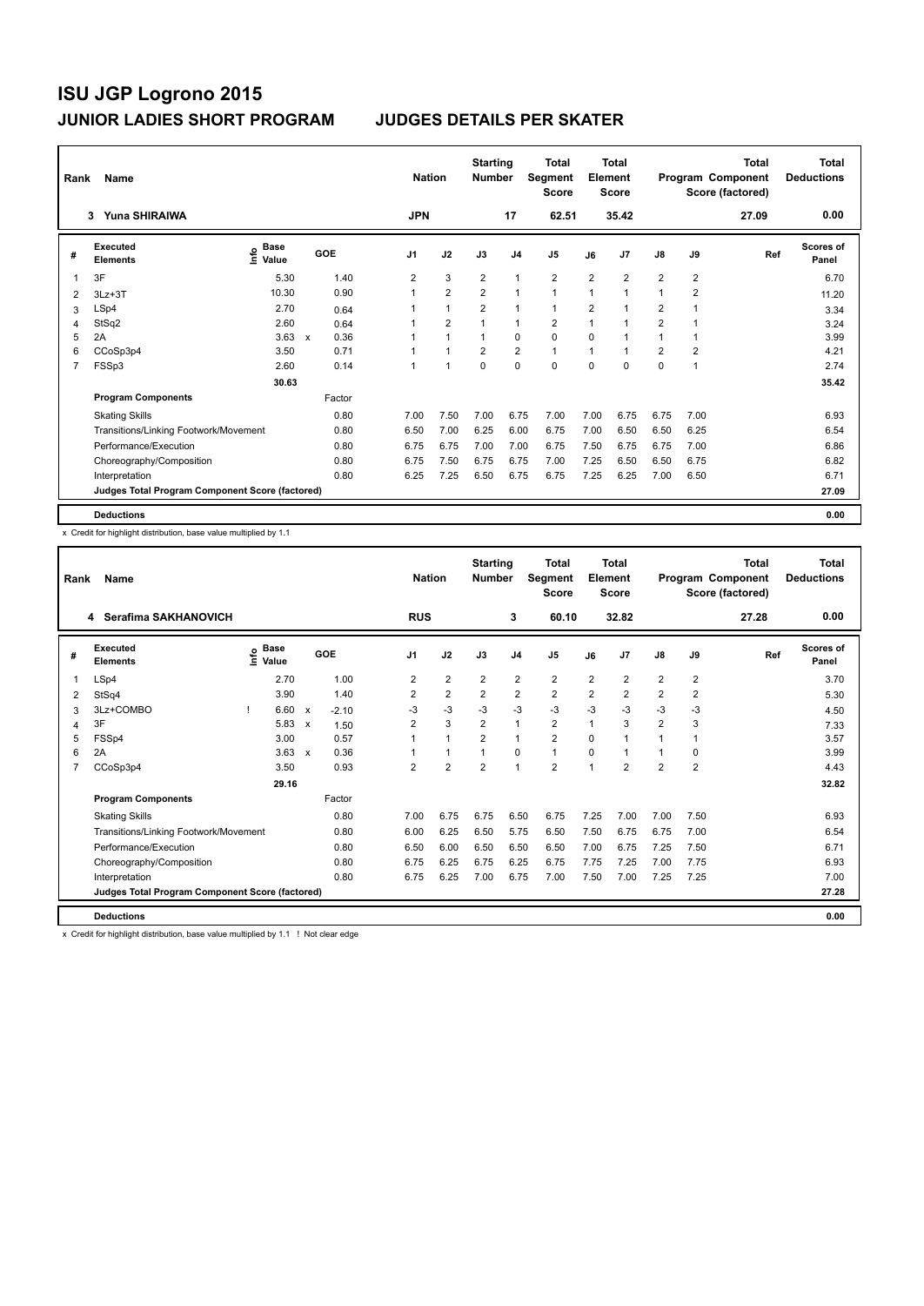# ISU JGP Logrono 2015

## JUNIOR LADIES SHORT PROGRAM　　JUDGES DETAILS PER SKATER

| Rank | Name | Nation | Starting Number | Total Segment Score | Total Element Score | Total Program Component Score (factored) | Total Deductions |
|---|---|---|---|---|---|---|---|
| 3 | Yuna SHIRAIWA | JPN | 17 | 62.51 | 35.42 | 27.09 | 0.00 |

| # | Executed Elements | Info | Base Value | | GOE | J1 | J2 | J3 | J4 | J5 | J6 | J7 | J8 | J9 | Ref | Scores of Panel |
|---|---|---|---|---|---|---|---|---|---|---|---|---|---|---|---|---|
| 1 | 3F | | 5.30 | | 1.40 | 2 | 3 | 2 | 1 | 2 | 2 | 2 | 2 | 2 | | 6.70 |
| 2 | 3Lz+3T | | 10.30 | | 0.90 | 1 | 2 | 2 | 1 | 1 | 1 | 1 | 1 | 2 | | 11.20 |
| 3 | LSp4 | | 2.70 | | 0.64 | 1 | 1 | 2 | 1 | 1 | 2 | 1 | 2 | 1 | | 3.34 |
| 4 | StSq2 | | 2.60 | | 0.64 | 1 | 2 | 1 | 1 | 2 | 1 | 1 | 2 | 1 | | 3.24 |
| 5 | 2A | | 3.63 | x | 0.36 | 1 | 1 | 1 | 0 | 0 | 0 | 1 | 1 | 1 | | 3.99 |
| 6 | CCoSp3p4 | | 3.50 | | 0.71 | 1 | 1 | 2 | 2 | 1 | 1 | 1 | 2 | 2 | | 4.21 |
| 7 | FSSp3 | | 2.60 | | 0.14 | 1 | 1 | 0 | 0 | 0 | 0 | 0 | 0 | 1 | | 2.74 |
| | | | 30.63 | | | | | | | | | | | | | 35.42 |
| | **Program Components** | | | | Factor | | | | | | | | | | | |
| | Skating Skills | | | | 0.80 | 7.00 | 7.50 | 7.00 | 6.75 | 7.00 | 7.00 | 6.75 | 6.75 | 7.00 | | 6.93 |
| | Transitions/Linking Footwork/Movement | | | | 0.80 | 6.50 | 7.00 | 6.25 | 6.00 | 6.75 | 7.00 | 6.50 | 6.50 | 6.25 | | 6.54 |
| | Performance/Execution | | | | 0.80 | 6.75 | 6.75 | 7.00 | 7.00 | 6.75 | 7.50 | 6.75 | 6.75 | 7.00 | | 6.86 |
| | Choreography/Composition | | | | 0.80 | 6.75 | 7.50 | 6.75 | 6.75 | 7.00 | 7.25 | 6.50 | 6.50 | 6.75 | | 6.82 |
| | Interpretation | | | | 0.80 | 6.25 | 7.25 | 6.50 | 6.75 | 6.75 | 7.25 | 6.25 | 7.00 | 6.50 | | 6.71 |
| | Judges Total Program Component Score (factored) | | | | | | | | | | | | | | | 27.09 |
| | **Deductions** | | | | | | | | | | | | | | | 0.00 |

x Credit for highlight distribution, base value multiplied by 1.1

| Rank | Name | Nation | Starting Number | Total Segment Score | Total Element Score | Total Program Component Score (factored) | Total Deductions |
|---|---|---|---|---|---|---|---|
| 4 | Serafima SAKHANOVICH | RUS | 3 | 60.10 | 32.82 | 27.28 | 0.00 |

| # | Executed Elements | Info | Base Value | | GOE | J1 | J2 | J3 | J4 | J5 | J6 | J7 | J8 | J9 | Ref | Scores of Panel |
|---|---|---|---|---|---|---|---|---|---|---|---|---|---|---|---|---|
| 1 | LSp4 | | 2.70 | | 1.00 | 2 | 2 | 2 | 2 | 2 | 2 | 2 | 2 | 2 | | 3.70 |
| 2 | StSq4 | | 3.90 | | 1.40 | 2 | 2 | 2 | 2 | 2 | 2 | 2 | 2 | 2 | | 5.30 |
| 3 | 3Lz+COMBO | ! | 6.60 | x | -2.10 | -3 | -3 | -3 | -3 | -3 | -3 | -3 | -3 | -3 | | 4.50 |
| 4 | 3F | | 5.83 | x | 1.50 | 2 | 3 | 2 | 1 | 2 | 1 | 3 | 2 | 3 | | 7.33 |
| 5 | FSSp4 | | 3.00 | | 0.57 | 1 | 1 | 2 | 1 | 2 | 0 | 1 | 1 | 1 | | 3.57 |
| 6 | 2A | | 3.63 | x | 0.36 | 1 | 1 | 1 | 0 | 1 | 0 | 1 | 1 | 0 | | 3.99 |
| 7 | CCoSp3p4 | | 3.50 | | 0.93 | 2 | 2 | 2 | 1 | 2 | 1 | 2 | 2 | 2 | | 4.43 |
| | | | 29.16 | | | | | | | | | | | | | 32.82 |
| | **Program Components** | | | | Factor | | | | | | | | | | | |
| | Skating Skills | | | | 0.80 | 7.00 | 6.75 | 6.75 | 6.50 | 6.75 | 7.25 | 7.00 | 7.00 | 7.50 | | 6.93 |
| | Transitions/Linking Footwork/Movement | | | | 0.80 | 6.00 | 6.25 | 6.50 | 5.75 | 6.50 | 7.50 | 6.75 | 6.75 | 7.00 | | 6.54 |
| | Performance/Execution | | | | 0.80 | 6.50 | 6.00 | 6.50 | 6.50 | 6.50 | 7.00 | 6.75 | 7.25 | 7.50 | | 6.71 |
| | Choreography/Composition | | | | 0.80 | 6.75 | 6.25 | 6.75 | 6.25 | 6.75 | 7.75 | 7.25 | 7.00 | 7.75 | | 6.93 |
| | Interpretation | | | | 0.80 | 6.75 | 6.25 | 7.00 | 6.75 | 7.00 | 7.50 | 7.00 | 7.25 | 7.25 | | 7.00 |
| | Judges Total Program Component Score (factored) | | | | | | | | | | | | | | | 27.28 |
| | **Deductions** | | | | | | | | | | | | | | | 0.00 |

x Credit for highlight distribution, base value multiplied by 1.1　! Not clear edge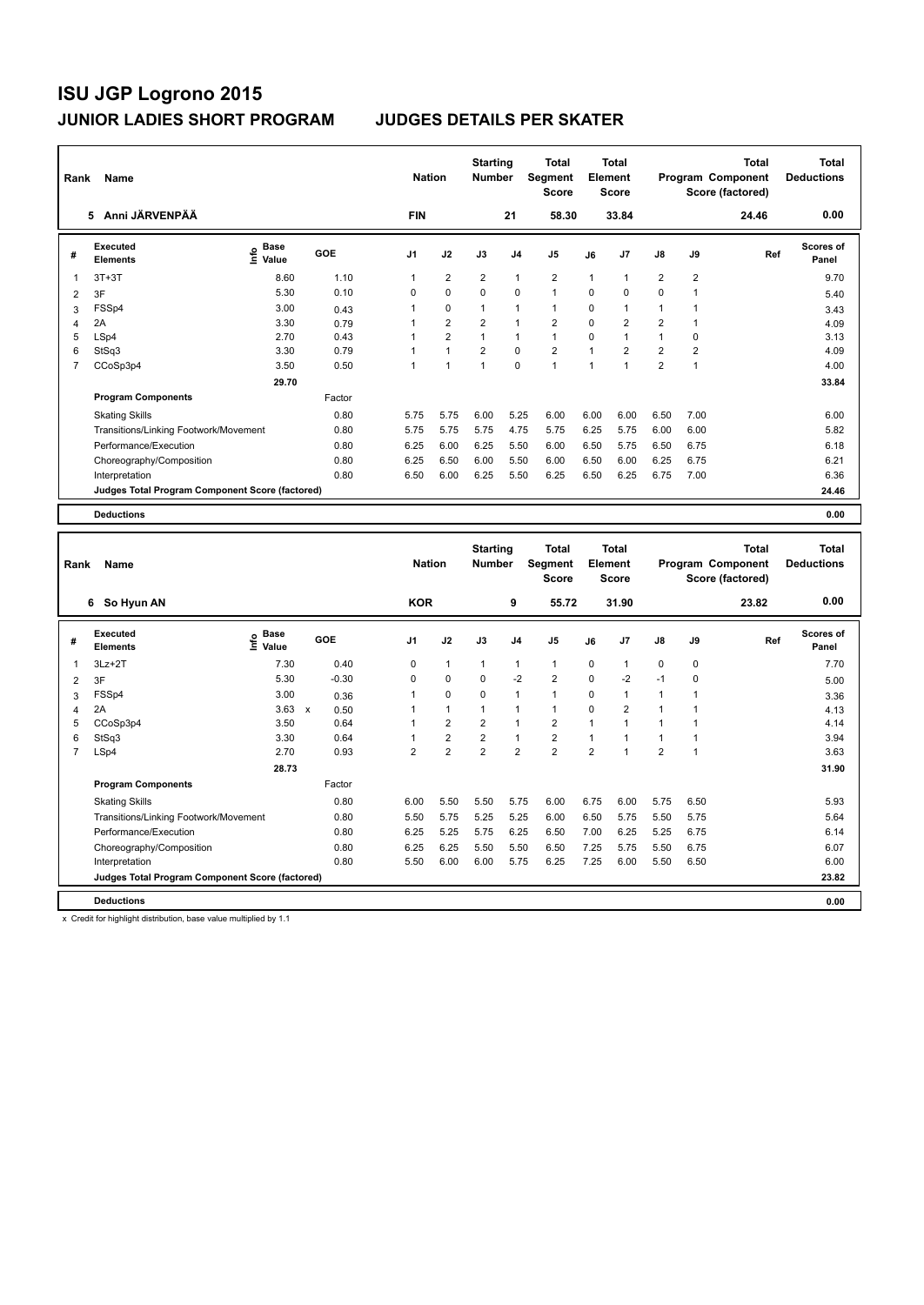# ISU JGP Logrono 2015

## JUNIOR LADIES SHORT PROGRAM — JUDGES DETAILS PER SKATER

| Rank | Name | Nation | Starting Number | Total Segment Score | Total Element Score | Total Program Component Score (factored) | Total Deductions |
|---|---|---|---|---|---|---|---|
| 5 | Anni JÄRVENPÄÄ | FIN | 21 | 58.30 | 33.84 | 24.46 | 0.00 |

| # | Executed Elements | Info | Base Value | GOE | J1 | J2 | J3 | J4 | J5 | J6 | J7 | J8 | J9 | Ref | Scores of Panel |
|---|---|---|---|---|---|---|---|---|---|---|---|---|---|---|---|
| 1 | 3T+3T | | 8.60 | 1.10 | 1 | 2 | 2 | 1 | 2 | 1 | 1 | 2 | 2 | | 9.70 |
| 2 | 3F | | 5.30 | 0.10 | 0 | 0 | 0 | 0 | 1 | 0 | 0 | 0 | 1 | | 5.40 |
| 3 | FSSp4 | | 3.00 | 0.43 | 1 | 0 | 1 | 1 | 1 | 0 | 1 | 1 | 1 | | 3.43 |
| 4 | 2A | | 3.30 | 0.79 | 1 | 2 | 2 | 1 | 2 | 0 | 2 | 2 | 1 | | 4.09 |
| 5 | LSp4 | | 2.70 | 0.43 | 1 | 2 | 1 | 1 | 1 | 0 | 1 | 1 | 0 | | 3.13 |
| 6 | StSq3 | | 3.30 | 0.79 | 1 | 1 | 2 | 0 | 2 | 1 | 2 | 2 | 2 | | 4.09 |
| 7 | CCoSp3p4 | | 3.50 | 0.50 | 1 | 1 | 1 | 0 | 1 | 1 | 1 | 2 | 1 | | 4.00 |
| | | | 29.70 | | | | | | | | | | | | 33.84 |
| | **Program Components** | | | Factor | | | | | | | | | | | |
| | Skating Skills | | | 0.80 | 5.75 | 5.75 | 6.00 | 5.25 | 6.00 | 6.00 | 6.00 | 6.50 | 7.00 | | 6.00 |
| | Transitions/Linking Footwork/Movement | | | 0.80 | 5.75 | 5.75 | 5.75 | 4.75 | 5.75 | 6.25 | 5.75 | 6.00 | 6.00 | | 5.82 |
| | Performance/Execution | | | 0.80 | 6.25 | 6.00 | 6.25 | 5.50 | 6.00 | 6.50 | 5.75 | 6.50 | 6.75 | | 6.18 |
| | Choreography/Composition | | | 0.80 | 6.25 | 6.50 | 6.00 | 5.50 | 6.00 | 6.50 | 6.00 | 6.25 | 6.75 | | 6.21 |
| | Interpretation | | | 0.80 | 6.50 | 6.00 | 6.25 | 5.50 | 6.25 | 6.50 | 6.25 | 6.75 | 7.00 | | 6.36 |
| | **Judges Total Program Component Score (factored)** | | | | | | | | | | | | | | 24.46 |
| | **Deductions** | | | | | | | | | | | | | | 0.00 |

| Rank | Name | Nation | Starting Number | Total Segment Score | Total Element Score | Total Program Component Score (factored) | Total Deductions |
|---|---|---|---|---|---|---|---|
| 6 | So Hyun AN | KOR | 9 | 55.72 | 31.90 | 23.82 | 0.00 |

| # | Executed Elements | Info | Base Value | GOE | J1 | J2 | J3 | J4 | J5 | J6 | J7 | J8 | J9 | Ref | Scores of Panel |
|---|---|---|---|---|---|---|---|---|---|---|---|---|---|---|---|
| 1 | 3Lz+2T | | 7.30 | 0.40 | 0 | 1 | 1 | 1 | 1 | 0 | 1 | 0 | 0 | | 7.70 |
| 2 | 3F | | 5.30 | -0.30 | 0 | 0 | 0 | -2 | 2 | 0 | -2 | -1 | 0 | | 5.00 |
| 3 | FSSp4 | | 3.00 | 0.36 | 1 | 0 | 0 | 1 | 1 | 0 | 1 | 1 | 1 | | 3.36 |
| 4 | 2A | | 3.63 x | 0.50 | 1 | 1 | 1 | 1 | 1 | 0 | 2 | 1 | 1 | | 4.13 |
| 5 | CCoSp3p4 | | 3.50 | 0.64 | 1 | 2 | 2 | 1 | 2 | 1 | 1 | 1 | 1 | | 4.14 |
| 6 | StSq3 | | 3.30 | 0.64 | 1 | 2 | 2 | 1 | 2 | 1 | 1 | 1 | 1 | | 3.94 |
| 7 | LSp4 | | 2.70 | 0.93 | 2 | 2 | 2 | 2 | 2 | 2 | 1 | 2 | 1 | | 3.63 |
| | | | 28.73 | | | | | | | | | | | | 31.90 |
| | **Program Components** | | | Factor | | | | | | | | | | | |
| | Skating Skills | | | 0.80 | 6.00 | 5.50 | 5.50 | 5.75 | 6.00 | 6.75 | 6.00 | 5.75 | 6.50 | | 5.93 |
| | Transitions/Linking Footwork/Movement | | | 0.80 | 5.50 | 5.75 | 5.25 | 5.25 | 6.00 | 6.50 | 5.75 | 5.50 | 5.75 | | 5.64 |
| | Performance/Execution | | | 0.80 | 6.25 | 5.25 | 5.75 | 6.25 | 6.50 | 7.00 | 6.25 | 5.25 | 6.75 | | 6.14 |
| | Choreography/Composition | | | 0.80 | 6.25 | 6.25 | 5.50 | 5.50 | 6.50 | 7.25 | 5.75 | 5.50 | 6.75 | | 6.07 |
| | Interpretation | | | 0.80 | 5.50 | 6.00 | 6.00 | 5.75 | 6.25 | 7.25 | 6.00 | 5.50 | 6.50 | | 6.00 |
| | **Judges Total Program Component Score (factored)** | | | | | | | | | | | | | | 23.82 |
| | **Deductions** | | | | | | | | | | | | | | 0.00 |

x Credit for highlight distribution, base value multiplied by 1.1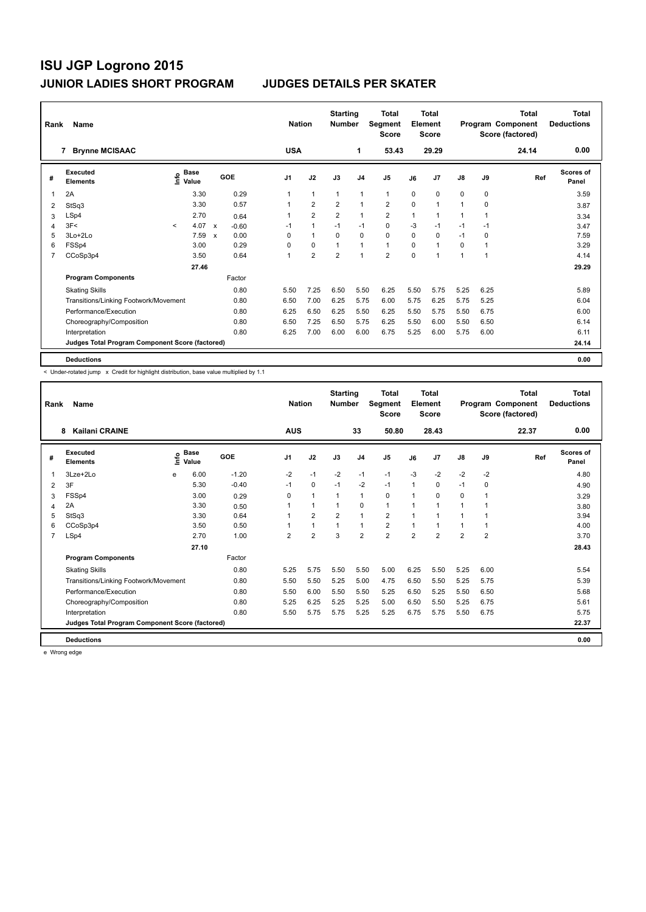# ISU JGP Logrono 2015

## JUNIOR LADIES SHORT PROGRAM — JUDGES DETAILS PER SKATER

| Rank | Name | Nation | Starting Number | Total Segment Score | Total Element Score | Total Program Component Score (factored) | Total Deductions |
|---|---|---|---|---|---|---|---|
| 7 | Brynne MCISAAC | USA | 1 | 53.43 | 29.29 | 24.14 | 0.00 |

| # | Executed Elements | Info | Base Value | | GOE | J1 | J2 | J3 | J4 | J5 | J6 | J7 | J8 | J9 | Ref | Scores of Panel |
|---|---|---|---|---|---|---|---|---|---|---|---|---|---|---|---|---|
| 1 | 2A | | 3.30 | | 0.29 | 1 | 1 | 1 | 1 | 1 | 0 | 0 | 0 | 0 | | 3.59 |
| 2 | StSq3 | | 3.30 | | 0.57 | 1 | 2 | 2 | 1 | 2 | 0 | 1 | 1 | 0 | | 3.87 |
| 3 | LSp4 | | 2.70 | | 0.64 | 1 | 2 | 2 | 1 | 2 | 1 | 1 | 1 | 1 | | 3.34 |
| 4 | 3F< | < | 4.07 | x | -0.60 | -1 | 1 | -1 | -1 | 0 | -3 | -1 | -1 | -1 | | 3.47 |
| 5 | 3Lo+2Lo | | 7.59 | x | 0.00 | 0 | 1 | 0 | 0 | 0 | 0 | 0 | -1 | 0 | | 7.59 |
| 6 | FSSp4 | | 3.00 | | 0.29 | 0 | 0 | 1 | 1 | 1 | 0 | 1 | 0 | 1 | | 3.29 |
| 7 | CCoSp3p4 | | 3.50 | | 0.64 | 1 | 2 | 2 | 1 | 2 | 0 | 1 | 1 | 1 | | 4.14 |
| | | | 27.46 | | | | | | | | | | | | | 29.29 |
| | **Program Components** | | | | Factor | | | | | | | | | | | |
| | Skating Skills | | | | 0.80 | 5.50 | 7.25 | 6.50 | 5.50 | 6.25 | 5.50 | 5.75 | 5.25 | 6.25 | | 5.89 |
| | Transitions/Linking Footwork/Movement | | | | 0.80 | 6.50 | 7.00 | 6.25 | 5.75 | 6.00 | 5.75 | 6.25 | 5.75 | 5.25 | | 6.04 |
| | Performance/Execution | | | | 0.80 | 6.25 | 6.50 | 6.25 | 5.50 | 6.25 | 5.50 | 5.75 | 5.50 | 6.75 | | 6.00 |
| | Choreography/Composition | | | | 0.80 | 6.50 | 7.25 | 6.50 | 5.75 | 6.25 | 5.50 | 6.00 | 5.50 | 6.50 | | 6.14 |
| | Interpretation | | | | 0.80 | 6.25 | 7.00 | 6.00 | 6.00 | 6.75 | 5.25 | 6.00 | 5.75 | 6.00 | | 6.11 |
| | **Judges Total Program Component Score (factored)** | | | | | | | | | | | | | | | 24.14 |
| | **Deductions** | | | | | | | | | | | | | | | 0.00 |

< Under-rotated jump x Credit for highlight distribution, base value multiplied by 1.1

| Rank | Name | Nation | Starting Number | Total Segment Score | Total Element Score | Total Program Component Score (factored) | Total Deductions |
|---|---|---|---|---|---|---|---|
| 8 | Kailani CRAINE | AUS | 33 | 50.80 | 28.43 | 22.37 | 0.00 |

| # | Executed Elements | Info | Base Value | GOE | J1 | J2 | J3 | J4 | J5 | J6 | J7 | J8 | J9 | Ref | Scores of Panel |
|---|---|---|---|---|---|---|---|---|---|---|---|---|---|---|---|
| 1 | 3Lze+2Lo | e | 6.00 | -1.20 | -2 | -1 | -2 | -1 | -1 | -3 | -2 | -2 | -2 | | 4.80 |
| 2 | 3F | | 5.30 | -0.40 | -1 | 0 | -1 | -2 | -1 | 1 | 0 | -1 | 0 | | 4.90 |
| 3 | FSSp4 | | 3.00 | 0.29 | 0 | 1 | 1 | 1 | 0 | 1 | 0 | 0 | 1 | | 3.29 |
| 4 | 2A | | 3.30 | 0.50 | 1 | 1 | 1 | 0 | 1 | 1 | 1 | 1 | 1 | | 3.80 |
| 5 | StSq3 | | 3.30 | 0.64 | 1 | 2 | 2 | 1 | 2 | 1 | 1 | 1 | 1 | | 3.94 |
| 6 | CCoSp3p4 | | 3.50 | 0.50 | 1 | 1 | 1 | 1 | 2 | 1 | 1 | 1 | 1 | | 4.00 |
| 7 | LSp4 | | 2.70 | 1.00 | 2 | 2 | 3 | 2 | 2 | 2 | 2 | 2 | 2 | | 3.70 |
| | | | 27.10 | | | | | | | | | | | | 28.43 |
| | **Program Components** | | | Factor | | | | | | | | | | | |
| | Skating Skills | | | 0.80 | 5.25 | 5.75 | 5.50 | 5.50 | 5.00 | 6.25 | 5.50 | 5.25 | 6.00 | | 5.54 |
| | Transitions/Linking Footwork/Movement | | | 0.80 | 5.50 | 5.50 | 5.25 | 5.00 | 4.75 | 6.50 | 5.50 | 5.25 | 5.75 | | 5.39 |
| | Performance/Execution | | | 0.80 | 5.50 | 6.00 | 5.50 | 5.50 | 5.25 | 6.50 | 5.25 | 5.50 | 6.50 | | 5.68 |
| | Choreography/Composition | | | 0.80 | 5.25 | 6.25 | 5.25 | 5.25 | 5.00 | 6.50 | 5.50 | 5.25 | 6.75 | | 5.61 |
| | Interpretation | | | 0.80 | 5.50 | 5.75 | 5.75 | 5.25 | 5.25 | 6.75 | 5.75 | 5.50 | 6.75 | | 5.75 |
| | **Judges Total Program Component Score (factored)** | | | | | | | | | | | | | | 22.37 |
| | **Deductions** | | | | | | | | | | | | | | 0.00 |

e Wrong edge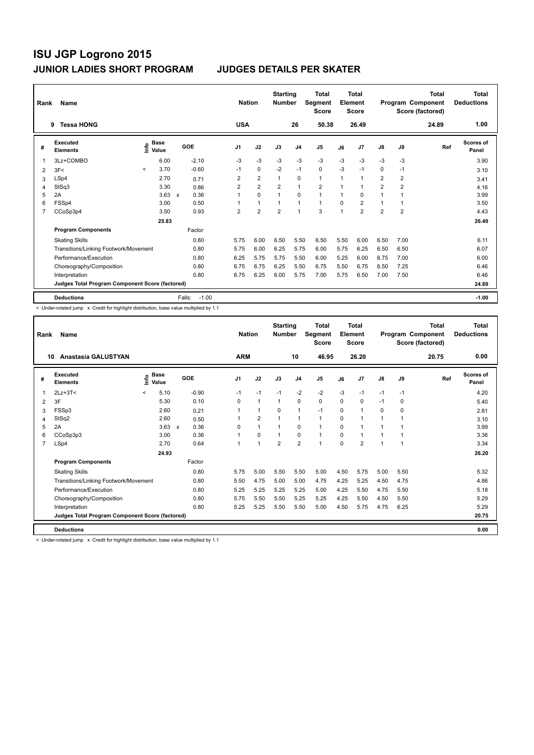# ISU JGP Logrono 2015

## JUNIOR LADIES SHORT PROGRAM — JUDGES DETAILS PER SKATER

| Rank | Name | Nation | Starting Number | Total Segment Score | Total Element Score | Total Program Component Score (factored) | Total Deductions |
|---|---|---|---|---|---|---|---|
| 9 | Tessa HONG | USA | 26 | 50.38 | 26.49 | 24.89 | 1.00 |

| # | Executed Elements | Info | Base Value | | GOE | J1 | J2 | J3 | J4 | J5 | J6 | J7 | J8 | J9 | Ref | Scores of Panel |
|---|---|---|---|---|---|---|---|---|---|---|---|---|---|---|---|---|
| 1 | 3Lz+COMBO | | 6.00 | | -2.10 | -3 | -3 | -3 | -3 | -3 | -3 | -3 | -3 | -3 | | 3.90 |
| 2 | 3F< | < | 3.70 | | -0.60 | -1 | 0 | -2 | -1 | 0 | -3 | -1 | 0 | -1 | | 3.10 |
| 3 | LSp4 | | 2.70 | | 0.71 | 2 | 2 | 1 | 0 | 1 | 1 | 1 | 2 | 2 | | 3.41 |
| 4 | StSq3 | | 3.30 | | 0.86 | 2 | 2 | 2 | 1 | 2 | 1 | 1 | 2 | 2 | | 4.16 |
| 5 | 2A | | 3.63 | x | 0.36 | 1 | 0 | 1 | 0 | 1 | 1 | 0 | 1 | 1 | | 3.99 |
| 6 | FSSp4 | | 3.00 | | 0.50 | 1 | 1 | 1 | 1 | 1 | 0 | 2 | 1 | 1 | | 3.50 |
| 7 | CCoSp3p4 | | 3.50 | | 0.93 | 2 | 2 | 2 | 1 | 3 | 1 | 2 | 2 | 2 | | 4.43 |
| | | | 25.83 | | | | | | | | | | | | | 26.49 |

| Program Components | Factor | J1 | J2 | J3 | J4 | J5 | J6 | J7 | J8 | J9 | | Scores of Panel |
|---|---|---|---|---|---|---|---|---|---|---|---|---|
| Skating Skills | 0.80 | 5.75 | 6.00 | 6.50 | 5.50 | 6.50 | 5.50 | 6.00 | 6.50 | 7.00 | | 6.11 |
| Transitions/Linking Footwork/Movement | 0.80 | 5.75 | 6.00 | 6.25 | 5.75 | 6.00 | 5.75 | 6.25 | 6.50 | 6.50 | | 6.07 |
| Performance/Execution | 0.80 | 6.25 | 5.75 | 5.75 | 5.50 | 6.00 | 5.25 | 6.00 | 6.75 | 7.00 | | 6.00 |
| Choreography/Composition | 0.80 | 6.75 | 6.75 | 6.25 | 5.50 | 6.75 | 5.50 | 6.75 | 6.50 | 7.25 | | 6.46 |
| Interpretation | 0.80 | 6.75 | 6.25 | 6.00 | 5.75 | 7.00 | 5.75 | 6.50 | 7.00 | 7.50 | | 6.46 |
| Judges Total Program Component Score (factored) | | | | | | | | | | | | 24.89 |

| Deductions | Falls: | -1.00 | -1.00 |
|---|---|---|---|

< Under-rotated jump x Credit for highlight distribution, base value multiplied by 1.1

| Rank | Name | Nation | Starting Number | Total Segment Score | Total Element Score | Total Program Component Score (factored) | Total Deductions |
|---|---|---|---|---|---|---|---|
| 10 | Anastasia GALUSTYAN | ARM | 10 | 46.95 | 26.20 | 20.75 | 0.00 |

| # | Executed Elements | Info | Base Value | | GOE | J1 | J2 | J3 | J4 | J5 | J6 | J7 | J8 | J9 | Ref | Scores of Panel |
|---|---|---|---|---|---|---|---|---|---|---|---|---|---|---|---|---|
| 1 | 2Lz+3T< | < | 5.10 | | -0.90 | -1 | -1 | -1 | -2 | -2 | -3 | -1 | -1 | -1 | | 4.20 |
| 2 | 3F | | 5.30 | | 0.10 | 0 | 1 | 1 | 0 | 0 | 0 | 0 | -1 | 0 | | 5.40 |
| 3 | FSSp3 | | 2.60 | | 0.21 | 1 | 1 | 0 | 1 | -1 | 0 | 1 | 0 | 0 | | 2.81 |
| 4 | StSq2 | | 2.60 | | 0.50 | 1 | 2 | 1 | 1 | 1 | 0 | 1 | 1 | 1 | | 3.10 |
| 5 | 2A | | 3.63 | x | 0.36 | 0 | 1 | 1 | 0 | 1 | 0 | 1 | 1 | 1 | | 3.99 |
| 6 | CCoSp3p3 | | 3.00 | | 0.36 | 1 | 0 | 1 | 0 | 1 | 0 | 1 | 1 | 1 | | 3.36 |
| 7 | LSp4 | | 2.70 | | 0.64 | 1 | 1 | 2 | 2 | 1 | 0 | 2 | 1 | 1 | | 3.34 |
| | | | 24.93 | | | | | | | | | | | | | 26.20 |

| Program Components | Factor | J1 | J2 | J3 | J4 | J5 | J6 | J7 | J8 | J9 | | Scores of Panel |
|---|---|---|---|---|---|---|---|---|---|---|---|---|
| Skating Skills | 0.80 | 5.75 | 5.00 | 5.50 | 5.50 | 5.00 | 4.50 | 5.75 | 5.00 | 5.50 | | 5.32 |
| Transitions/Linking Footwork/Movement | 0.80 | 5.50 | 4.75 | 5.00 | 5.00 | 4.75 | 4.25 | 5.25 | 4.50 | 4.75 | | 4.86 |
| Performance/Execution | 0.80 | 5.25 | 5.25 | 5.25 | 5.25 | 5.00 | 4.25 | 5.50 | 4.75 | 5.50 | | 5.18 |
| Choreography/Composition | 0.80 | 5.75 | 5.50 | 5.50 | 5.25 | 5.25 | 4.25 | 5.50 | 4.50 | 5.50 | | 5.29 |
| Interpretation | 0.80 | 5.25 | 5.25 | 5.50 | 5.50 | 5.00 | 4.50 | 5.75 | 4.75 | 6.25 | | 5.29 |
| Judges Total Program Component Score (factored) | | | | | | | | | | | | 20.75 |

| Deductions | | 0.00 |
|---|---|---|

< Under-rotated jump x Credit for highlight distribution, base value multiplied by 1.1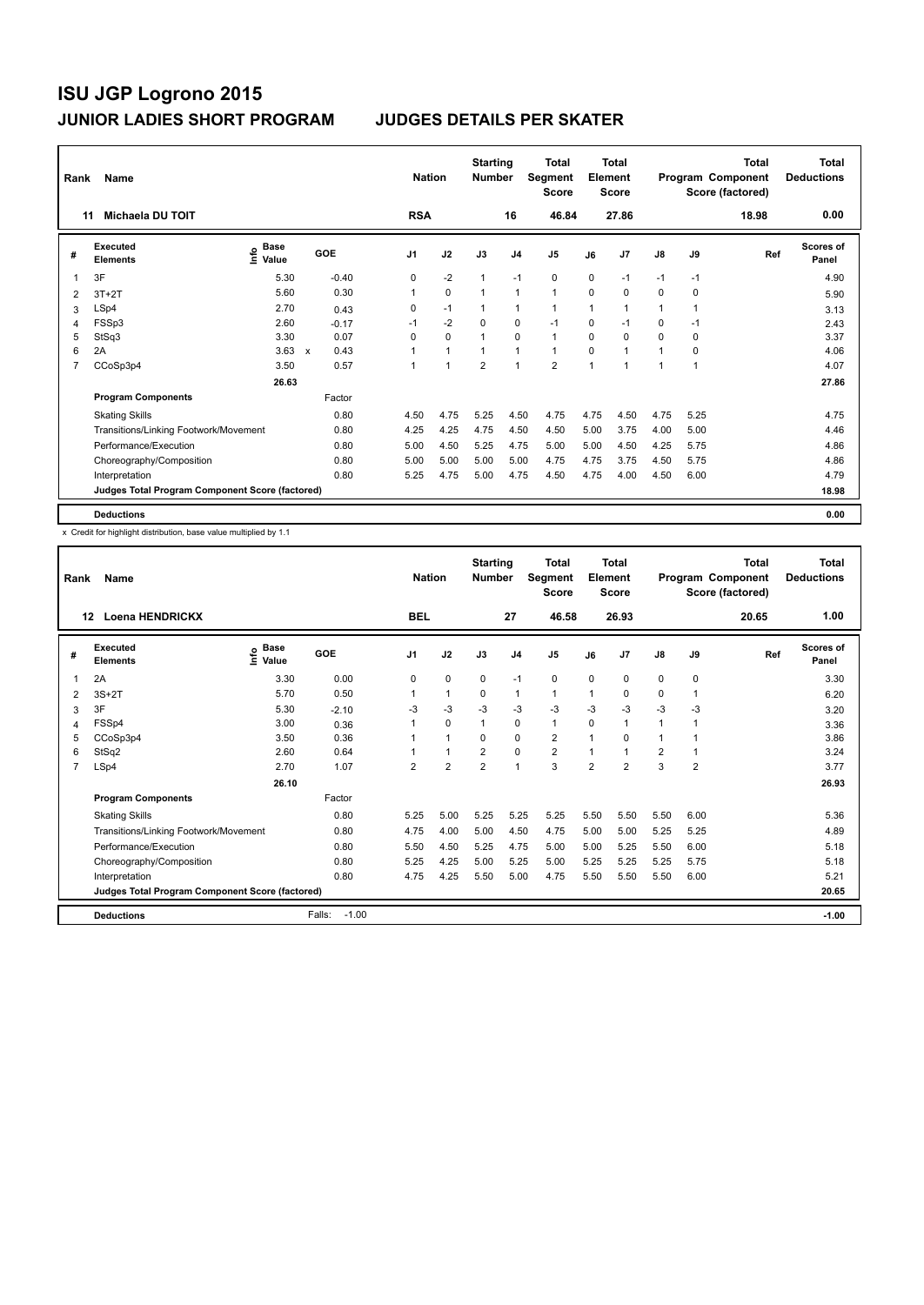# ISU JGP Logrono 2015

## JUNIOR LADIES SHORT PROGRAM — JUDGES DETAILS PER SKATER

| Rank | Name | Nation | Starting Number | Total Segment Score | Total Element Score | Total Program Component Score (factored) | Total Deductions |
|---|---|---|---|---|---|---|---|
| 11 | Michaela DU TOIT | RSA | 16 | 46.84 | 27.86 | 18.98 | 0.00 |

| # | Executed Elements | Info | Base Value | | GOE | J1 | J2 | J3 | J4 | J5 | J6 | J7 | J8 | J9 | Ref | Scores of Panel |
|---|---|---|---|---|---|---|---|---|---|---|---|---|---|---|---|---|
| 1 | 3F | | 5.30 | | -0.40 | 0 | -2 | 1 | -1 | 0 | 0 | -1 | -1 | -1 | | 4.90 |
| 2 | 3T+2T | | 5.60 | | 0.30 | 1 | 0 | 1 | 1 | 1 | 0 | 0 | 0 | 0 | | 5.90 |
| 3 | LSp4 | | 2.70 | | 0.43 | 0 | -1 | 1 | 1 | 1 | 1 | 1 | 1 | 1 | | 3.13 |
| 4 | FSSp3 | | 2.60 | | -0.17 | -1 | -2 | 0 | 0 | -1 | 0 | -1 | 0 | -1 | | 2.43 |
| 5 | StSq3 | | 3.30 | | 0.07 | 0 | 0 | 1 | 0 | 1 | 0 | 0 | 0 | 0 | | 3.37 |
| 6 | 2A | | 3.63 | x | 0.43 | 1 | 1 | 1 | 1 | 1 | 0 | 1 | 1 | 0 | | 4.06 |
| 7 | CCoSp3p4 | | 3.50 | | 0.57 | 1 | 1 | 2 | 1 | 2 | 1 | 1 | 1 | 1 | | 4.07 |
| | | | 26.63 | | | | | | | | | | | | | 27.86 |
| | **Program Components** | | | | Factor | | | | | | | | | | | |
| | Skating Skills | | | | 0.80 | 4.50 | 4.75 | 5.25 | 4.50 | 4.75 | 4.75 | 4.50 | 4.75 | 5.25 | | 4.75 |
| | Transitions/Linking Footwork/Movement | | | | 0.80 | 4.25 | 4.25 | 4.75 | 4.50 | 4.50 | 5.00 | 3.75 | 4.00 | 5.00 | | 4.46 |
| | Performance/Execution | | | | 0.80 | 5.00 | 4.50 | 5.25 | 4.75 | 5.00 | 5.00 | 4.50 | 4.25 | 5.75 | | 4.86 |
| | Choreography/Composition | | | | 0.80 | 5.00 | 5.00 | 5.00 | 5.00 | 4.75 | 4.75 | 3.75 | 4.50 | 5.75 | | 4.86 |
| | Interpretation | | | | 0.80 | 5.25 | 4.75 | 5.00 | 4.75 | 4.50 | 4.75 | 4.00 | 4.50 | 6.00 | | 4.79 |
| | **Judges Total Program Component Score (factored)** | | | | | | | | | | | | | | | 18.98 |
| | **Deductions** | | | | | | | | | | | | | | | 0.00 |

x Credit for highlight distribution, base value multiplied by 1.1

| Rank | Name | Nation | Starting Number | Total Segment Score | Total Element Score | Total Program Component Score (factored) | Total Deductions |
|---|---|---|---|---|---|---|---|
| 12 | Loena HENDRICKX | BEL | 27 | 46.58 | 26.93 | 20.65 | 1.00 |

| # | Executed Elements | Info | Base Value | GOE | J1 | J2 | J3 | J4 | J5 | J6 | J7 | J8 | J9 | Ref | Scores of Panel |
|---|---|---|---|---|---|---|---|---|---|---|---|---|---|---|---|
| 1 | 2A | | 3.30 | 0.00 | 0 | 0 | 0 | -1 | 0 | 0 | 0 | 0 | 0 | | 3.30 |
| 2 | 3S+2T | | 5.70 | 0.50 | 1 | 1 | 0 | 1 | 1 | 1 | 0 | 0 | 1 | | 6.20 |
| 3 | 3F | | 5.30 | -2.10 | -3 | -3 | -3 | -3 | -3 | -3 | -3 | -3 | -3 | | 3.20 |
| 4 | FSSp4 | | 3.00 | 0.36 | 1 | 0 | 1 | 0 | 1 | 0 | 1 | 1 | 1 | | 3.36 |
| 5 | CCoSp3p4 | | 3.50 | 0.36 | 1 | 1 | 0 | 0 | 2 | 1 | 0 | 1 | 1 | | 3.86 |
| 6 | StSq2 | | 2.60 | 0.64 | 1 | 1 | 2 | 0 | 2 | 1 | 1 | 2 | 1 | | 3.24 |
| 7 | LSp4 | | 2.70 | 1.07 | 2 | 2 | 2 | 1 | 3 | 2 | 2 | 3 | 2 | | 3.77 |
| | | | 26.10 | | | | | | | | | | | | 26.93 |
| | **Program Components** | | | Factor | | | | | | | | | | | |
| | Skating Skills | | | 0.80 | 5.25 | 5.00 | 5.25 | 5.25 | 5.25 | 5.50 | 5.50 | 5.50 | 6.00 | | 5.36 |
| | Transitions/Linking Footwork/Movement | | | 0.80 | 4.75 | 4.00 | 5.00 | 4.50 | 4.75 | 5.00 | 5.00 | 5.25 | 5.25 | | 4.89 |
| | Performance/Execution | | | 0.80 | 5.50 | 4.50 | 5.25 | 4.75 | 5.00 | 5.00 | 5.25 | 5.50 | 6.00 | | 5.18 |
| | Choreography/Composition | | | 0.80 | 5.25 | 4.25 | 5.00 | 5.25 | 5.00 | 5.25 | 5.25 | 5.25 | 5.75 | | 5.18 |
| | Interpretation | | | 0.80 | 4.75 | 4.25 | 5.50 | 5.00 | 4.75 | 5.50 | 5.50 | 5.50 | 6.00 | | 5.21 |
| | **Judges Total Program Component Score (factored)** | | | | | | | | | | | | | | 20.65 |
| | **Deductions** | | Falls: | -1.00 | | | | | | | | | | | -1.00 |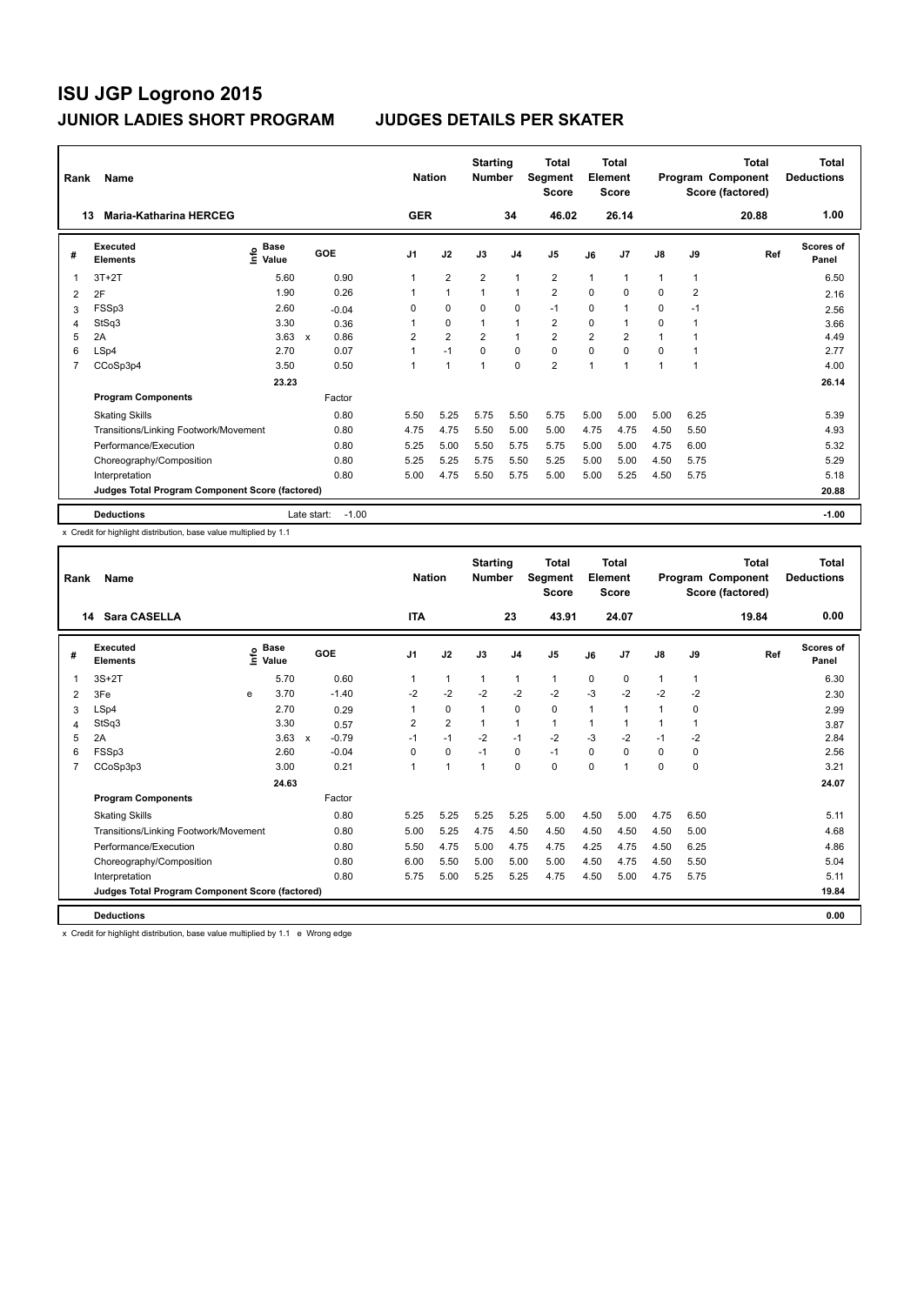# ISU JGP Logrono 2015

## JUNIOR LADIES SHORT PROGRAM — JUDGES DETAILS PER SKATER

| Rank | Name | Nation | Starting Number | Total Segment Score | Total Element Score | Total Program Component Score (factored) | Total Deductions |
|---|---|---|---|---|---|---|---|
| 13 | Maria-Katharina HERCEG | GER | 34 | 46.02 | 26.14 | 20.88 | 1.00 |

| # | Executed Elements | Info | Base Value | | GOE | J1 | J2 | J3 | J4 | J5 | J6 | J7 | J8 | J9 | Ref | Scores of Panel |
|---|---|---|---|---|---|---|---|---|---|---|---|---|---|---|---|---|
| 1 | 3T+2T | | 5.60 | | 0.90 | 1 | 2 | 2 | 1 | 2 | 1 | 1 | 1 | 1 | | 6.50 |
| 2 | 2F | | 1.90 | | 0.26 | 1 | 1 | 1 | 1 | 2 | 0 | 0 | 0 | 2 | | 2.16 |
| 3 | FSSp3 | | 2.60 | | -0.04 | 0 | 0 | 0 | 0 | -1 | 0 | 1 | 0 | -1 | | 2.56 |
| 4 | StSq3 | | 3.30 | | 0.36 | 1 | 0 | 1 | 1 | 2 | 0 | 1 | 0 | 1 | | 3.66 |
| 5 | 2A | | 3.63 | x | 0.86 | 2 | 2 | 2 | 1 | 2 | 2 | 2 | 1 | 1 | | 4.49 |
| 6 | LSp4 | | 2.70 | | 0.07 | 1 | -1 | 0 | 0 | 0 | 0 | 0 | 0 | 1 | | 2.77 |
| 7 | CCoSp3p4 | | 3.50 | | 0.50 | 1 | 1 | 1 | 0 | 2 | 1 | 1 | 1 | 1 | | 4.00 |
| | | | 23.23 | | | | | | | | | | | | | 26.14 |
| | **Program Components** | | | | Factor | | | | | | | | | | | |
| | Skating Skills | | | | 0.80 | 5.50 | 5.25 | 5.75 | 5.50 | 5.75 | 5.00 | 5.00 | 5.00 | 6.25 | | 5.39 |
| | Transitions/Linking Footwork/Movement | | | | 0.80 | 4.75 | 4.75 | 5.50 | 5.00 | 5.00 | 4.75 | 4.75 | 4.50 | 5.50 | | 4.93 |
| | Performance/Execution | | | | 0.80 | 5.25 | 5.00 | 5.50 | 5.75 | 5.75 | 5.00 | 5.00 | 4.75 | 6.00 | | 5.32 |
| | Choreography/Composition | | | | 0.80 | 5.25 | 5.25 | 5.75 | 5.50 | 5.25 | 5.00 | 5.00 | 4.50 | 5.75 | | 5.29 |
| | Interpretation | | | | 0.80 | 5.00 | 4.75 | 5.50 | 5.75 | 5.00 | 5.00 | 5.25 | 4.50 | 5.75 | | 5.18 |
| | **Judges Total Program Component Score (factored)** | | | | | | | | | | | | | | | 20.88 |
| | **Deductions** | | Late start: | | -1.00 | | | | | | | | | | | -1.00 |

x Credit for highlight distribution, base value multiplied by 1.1

| Rank | Name | Nation | Starting Number | Total Segment Score | Total Element Score | Total Program Component Score (factored) | Total Deductions |
|---|---|---|---|---|---|---|---|
| 14 | Sara CASELLA | ITA | 23 | 43.91 | 24.07 | 19.84 | 0.00 |

| # | Executed Elements | Info | Base Value | | GOE | J1 | J2 | J3 | J4 | J5 | J6 | J7 | J8 | J9 | Ref | Scores of Panel |
|---|---|---|---|---|---|---|---|---|---|---|---|---|---|---|---|---|
| 1 | 3S+2T | | 5.70 | | 0.60 | 1 | 1 | 1 | 1 | 1 | 0 | 0 | 1 | 1 | | 6.30 |
| 2 | 3Fe | e | 3.70 | | -1.40 | -2 | -2 | -2 | -2 | -2 | -3 | -2 | -2 | -2 | | 2.30 |
| 3 | LSp4 | | 2.70 | | 0.29 | 1 | 0 | 1 | 0 | 0 | 1 | 1 | 1 | 0 | | 2.99 |
| 4 | StSq3 | | 3.30 | | 0.57 | 2 | 2 | 1 | 1 | 1 | 1 | 1 | 1 | 1 | | 3.87 |
| 5 | 2A | | 3.63 | x | -0.79 | -1 | -1 | -2 | -1 | -2 | -3 | -2 | -1 | -2 | | 2.84 |
| 6 | FSSp3 | | 2.60 | | -0.04 | 0 | 0 | -1 | 0 | -1 | 0 | 0 | 0 | 0 | | 2.56 |
| 7 | CCoSp3p3 | | 3.00 | | 0.21 | 1 | 1 | 1 | 0 | 0 | 0 | 1 | 0 | 0 | | 3.21 |
| | | | 24.63 | | | | | | | | | | | | | 24.07 |
| | **Program Components** | | | | Factor | | | | | | | | | | | |
| | Skating Skills | | | | 0.80 | 5.25 | 5.25 | 5.25 | 5.25 | 5.00 | 4.50 | 5.00 | 4.75 | 6.50 | | 5.11 |
| | Transitions/Linking Footwork/Movement | | | | 0.80 | 5.00 | 5.25 | 4.75 | 4.50 | 4.50 | 4.50 | 4.50 | 4.50 | 5.00 | | 4.68 |
| | Performance/Execution | | | | 0.80 | 5.50 | 4.75 | 5.00 | 4.75 | 4.75 | 4.25 | 4.75 | 4.50 | 6.25 | | 4.86 |
| | Choreography/Composition | | | | 0.80 | 6.00 | 5.50 | 5.00 | 5.00 | 5.00 | 4.50 | 4.75 | 4.50 | 5.50 | | 5.04 |
| | Interpretation | | | | 0.80 | 5.75 | 5.00 | 5.25 | 5.25 | 4.75 | 4.50 | 5.00 | 4.75 | 5.75 | | 5.11 |
| | **Judges Total Program Component Score (factored)** | | | | | | | | | | | | | | | 19.84 |
| | **Deductions** | | | | | | | | | | | | | | | 0.00 |

x Credit for highlight distribution, base value multiplied by 1.1 e Wrong edge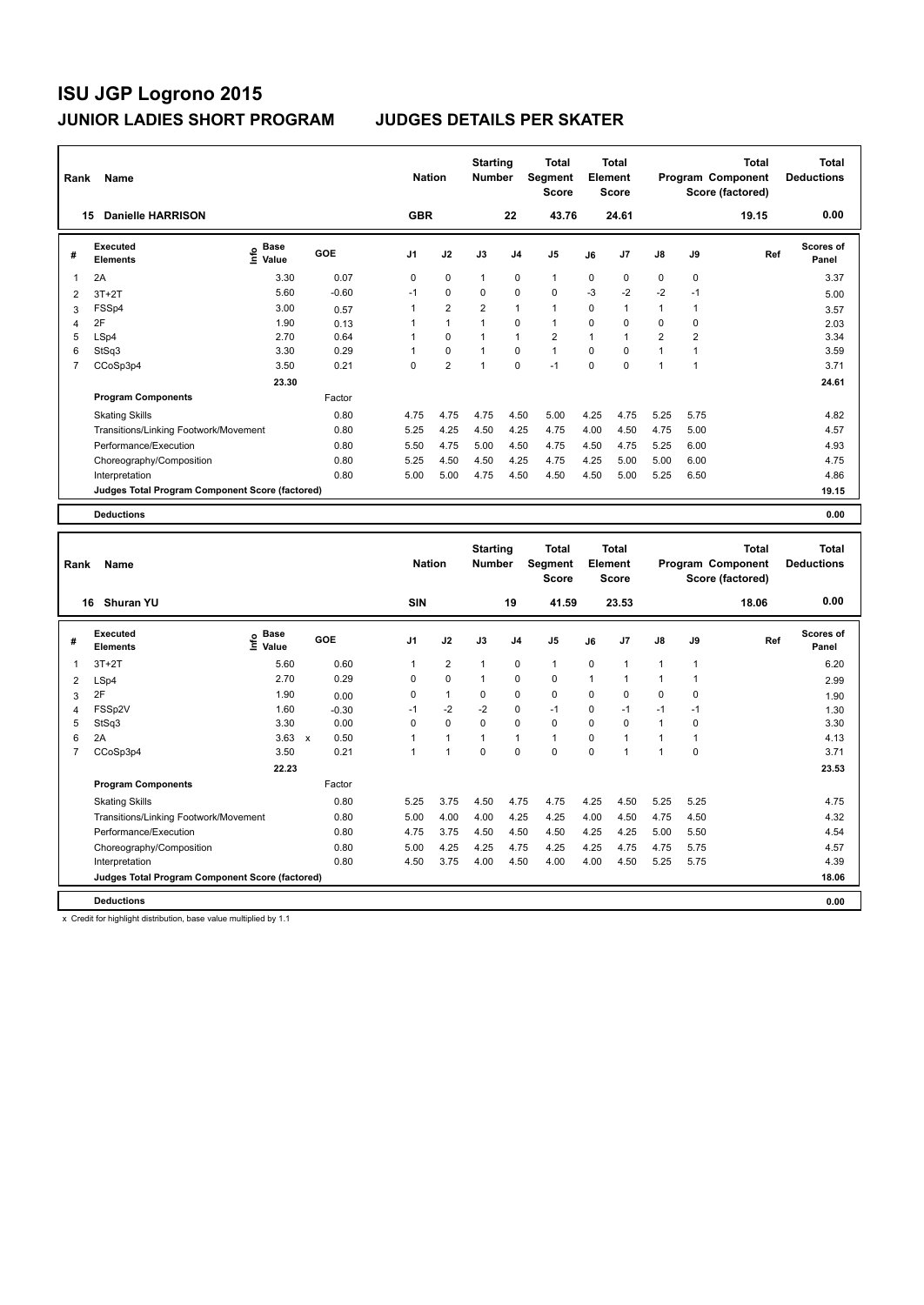# ISU JGP Logrono 2015

## JUNIOR LADIES SHORT PROGRAM — JUDGES DETAILS PER SKATER

| Rank | Name | Nation | Starting Number | Total Segment Score | Total Element Score | Total Program Component Score (factored) | Total Deductions |
|---|---|---|---|---|---|---|---|
| 15 | Danielle HARRISON | GBR | 22 | 43.76 | 24.61 | 19.15 | 0.00 |

| # | Executed Elements | Info | Base Value | GOE | J1 | J2 | J3 | J4 | J5 | J6 | J7 | J8 | J9 | Ref | Scores of Panel |
|---|---|---|---|---|---|---|---|---|---|---|---|---|---|---|---|
| 1 | 2A | | 3.30 | 0.07 | 0 | 0 | 1 | 0 | 1 | 0 | 0 | 0 | 0 | | 3.37 |
| 2 | 3T+2T | | 5.60 | -0.60 | -1 | 0 | 0 | 0 | 0 | -3 | -2 | -2 | -1 | | 5.00 |
| 3 | FSSp4 | | 3.00 | 0.57 | 1 | 2 | 2 | 1 | 1 | 0 | 1 | 1 | 1 | | 3.57 |
| 4 | 2F | | 1.90 | 0.13 | 1 | 1 | 1 | 0 | 1 | 0 | 0 | 0 | 0 | | 2.03 |
| 5 | LSp4 | | 2.70 | 0.64 | 1 | 0 | 1 | 1 | 2 | 1 | 1 | 2 | 2 | | 3.34 |
| 6 | StSq3 | | 3.30 | 0.29 | 1 | 0 | 1 | 0 | 1 | 0 | 0 | 1 | 1 | | 3.59 |
| 7 | CCoSp3p4 | | 3.50 | 0.21 | 0 | 2 | 1 | 0 | -1 | 0 | 0 | 1 | 1 | | 3.71 |
| | | | 23.30 | | | | | | | | | | | | 24.61 |
| | **Program Components** | | | Factor | | | | | | | | | | | |
| | Skating Skills | | | 0.80 | 4.75 | 4.75 | 4.75 | 4.50 | 5.00 | 4.25 | 4.75 | 5.25 | 5.75 | | 4.82 |
| | Transitions/Linking Footwork/Movement | | | 0.80 | 5.25 | 4.25 | 4.50 | 4.25 | 4.75 | 4.00 | 4.50 | 4.75 | 5.00 | | 4.57 |
| | Performance/Execution | | | 0.80 | 5.50 | 4.75 | 5.00 | 4.50 | 4.75 | 4.50 | 4.75 | 5.25 | 6.00 | | 4.93 |
| | Choreography/Composition | | | 0.80 | 5.25 | 4.50 | 4.50 | 4.25 | 4.75 | 4.25 | 5.00 | 5.00 | 6.00 | | 4.75 |
| | Interpretation | | | 0.80 | 5.00 | 5.00 | 4.75 | 4.50 | 4.50 | 4.50 | 5.00 | 5.25 | 6.50 | | 4.86 |
| | **Judges Total Program Component Score (factored)** | | | | | | | | | | | | | | 19.15 |
| | **Deductions** | | | | | | | | | | | | | | 0.00 |

| Rank | Name | Nation | Starting Number | Total Segment Score | Total Element Score | Total Program Component Score (factored) | Total Deductions |
|---|---|---|---|---|---|---|---|
| 16 | Shuran YU | SIN | 19 | 41.59 | 23.53 | 18.06 | 0.00 |

| # | Executed Elements | Info | Base Value | GOE | J1 | J2 | J3 | J4 | J5 | J6 | J7 | J8 | J9 | Ref | Scores of Panel |
|---|---|---|---|---|---|---|---|---|---|---|---|---|---|---|---|
| 1 | 3T+2T | | 5.60 | 0.60 | 1 | 2 | 1 | 0 | 1 | 0 | 1 | 1 | 1 | | 6.20 |
| 2 | LSp4 | | 2.70 | 0.29 | 0 | 0 | 1 | 0 | 0 | 1 | 1 | 1 | 1 | | 2.99 |
| 3 | 2F | | 1.90 | 0.00 | 0 | 1 | 0 | 0 | 0 | 0 | 0 | 0 | 0 | | 1.90 |
| 4 | FSSp2V | | 1.60 | -0.30 | -1 | -2 | -2 | 0 | -1 | 0 | -1 | -1 | -1 | | 1.30 |
| 5 | StSq3 | | 3.30 | 0.00 | 0 | 0 | 0 | 0 | 0 | 0 | 0 | 1 | 0 | | 3.30 |
| 6 | 2A | x | 3.63 | 0.50 | 1 | 1 | 1 | 1 | 1 | 0 | 1 | 1 | 1 | | 4.13 |
| 7 | CCoSp3p4 | | 3.50 | 0.21 | 1 | 1 | 0 | 0 | 0 | 0 | 1 | 1 | 0 | | 3.71 |
| | | | 22.23 | | | | | | | | | | | | 23.53 |
| | **Program Components** | | | Factor | | | | | | | | | | | |
| | Skating Skills | | | 0.80 | 5.25 | 3.75 | 4.50 | 4.75 | 4.75 | 4.25 | 4.50 | 5.25 | 5.25 | | 4.75 |
| | Transitions/Linking Footwork/Movement | | | 0.80 | 5.00 | 4.00 | 4.00 | 4.25 | 4.25 | 4.00 | 4.50 | 4.75 | 4.50 | | 4.32 |
| | Performance/Execution | | | 0.80 | 4.75 | 3.75 | 4.50 | 4.50 | 4.50 | 4.25 | 4.25 | 5.00 | 5.50 | | 4.54 |
| | Choreography/Composition | | | 0.80 | 5.00 | 4.25 | 4.25 | 4.75 | 4.25 | 4.25 | 4.75 | 4.75 | 5.75 | | 4.57 |
| | Interpretation | | | 0.80 | 4.50 | 3.75 | 4.00 | 4.50 | 4.00 | 4.00 | 4.50 | 5.25 | 5.75 | | 4.39 |
| | **Judges Total Program Component Score (factored)** | | | | | | | | | | | | | | 18.06 |
| | **Deductions** | | | | | | | | | | | | | | 0.00 |

x Credit for highlight distribution, base value multiplied by 1.1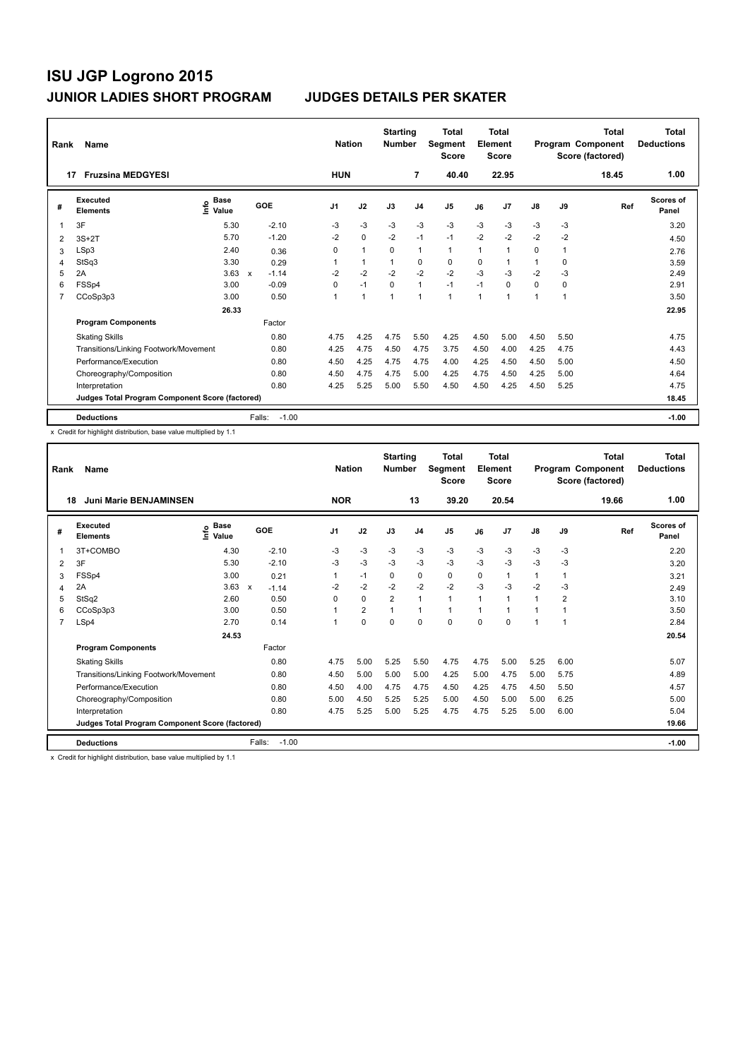# ISU JGP Logrono 2015

## JUNIOR LADIES SHORT PROGRAM — JUDGES DETAILS PER SKATER

| Rank | Name | Nation | Starting Number | Total Segment Score | Total Element Score | Total Program Component Score (factored) | Total Deductions |
|---|---|---|---|---|---|---|---|
| 17 | Fruzsina MEDGYESI | HUN | 7 | 40.40 | 22.95 | 18.45 | 1.00 |

| # | Executed Elements | Info | Base Value | | GOE | J1 | J2 | J3 | J4 | J5 | J6 | J7 | J8 | J9 | Ref | Scores of Panel |
|---|---|---|---|---|---|---|---|---|---|---|---|---|---|---|---|---|
| 1 | 3F | | 5.30 | | -2.10 | -3 | -3 | -3 | -3 | -3 | -3 | -3 | -3 | -3 | | 3.20 |
| 2 | 3S+2T | | 5.70 | | -1.20 | -2 | 0 | -2 | -1 | -1 | -2 | -2 | -2 | -2 | | 4.50 |
| 3 | LSp3 | | 2.40 | | 0.36 | 0 | 1 | 0 | 1 | 1 | 1 | 1 | 0 | 1 | | 2.76 |
| 4 | StSq3 | | 3.30 | | 0.29 | 1 | 1 | 1 | 0 | 0 | 0 | 1 | 1 | 0 | | 3.59 |
| 5 | 2A | | 3.63 | x | -1.14 | -2 | -2 | -2 | -2 | -2 | -3 | -3 | -2 | -3 | | 2.49 |
| 6 | FSSp4 | | 3.00 | | -0.09 | 0 | -1 | 0 | 1 | -1 | -1 | 0 | 0 | 0 | | 2.91 |
| 7 | CCoSp3p3 | | 3.00 | | 0.50 | 1 | 1 | 1 | 1 | 1 | 1 | 1 | 1 | 1 | | 3.50 |
| | | | 26.33 | | | | | | | | | | | | | 22.95 |
| | **Program Components** | | | | Factor | | | | | | | | | | | |
| | Skating Skills | | | | 0.80 | 4.75 | 4.25 | 4.75 | 5.50 | 4.25 | 4.50 | 5.00 | 4.50 | 5.50 | | 4.75 |
| | Transitions/Linking Footwork/Movement | | | | 0.80 | 4.25 | 4.75 | 4.50 | 4.75 | 3.75 | 4.50 | 4.00 | 4.25 | 4.75 | | 4.43 |
| | Performance/Execution | | | | 0.80 | 4.50 | 4.25 | 4.75 | 4.75 | 4.00 | 4.25 | 4.50 | 4.50 | 5.00 | | 4.50 |
| | Choreography/Composition | | | | 0.80 | 4.50 | 4.75 | 4.75 | 5.00 | 4.25 | 4.75 | 4.50 | 4.25 | 5.00 | | 4.64 |
| | Interpretation | | | | 0.80 | 4.25 | 5.25 | 5.00 | 5.50 | 4.50 | 4.50 | 4.25 | 4.50 | 5.25 | | 4.75 |
| | **Judges Total Program Component Score (factored)** | | | | | | | | | | | | | | | 18.45 |
| | **Deductions** | | | | Falls: -1.00 | | | | | | | | | | | -1.00 |

x Credit for highlight distribution, base value multiplied by 1.1

| Rank | Name | Nation | Starting Number | Total Segment Score | Total Element Score | Total Program Component Score (factored) | Total Deductions |
|---|---|---|---|---|---|---|---|
| 18 | Juni Marie BENJAMINSEN | NOR | 13 | 39.20 | 20.54 | 19.66 | 1.00 |

| # | Executed Elements | Info | Base Value | | GOE | J1 | J2 | J3 | J4 | J5 | J6 | J7 | J8 | J9 | Ref | Scores of Panel |
|---|---|---|---|---|---|---|---|---|---|---|---|---|---|---|---|---|
| 1 | 3T+COMBO | | 4.30 | | -2.10 | -3 | -3 | -3 | -3 | -3 | -3 | -3 | -3 | -3 | | 2.20 |
| 2 | 3F | | 5.30 | | -2.10 | -3 | -3 | -3 | -3 | -3 | -3 | -3 | -3 | -3 | | 3.20 |
| 3 | FSSp4 | | 3.00 | | 0.21 | 1 | -1 | 0 | 0 | 0 | 0 | 1 | 1 | 1 | | 3.21 |
| 4 | 2A | | 3.63 | x | -1.14 | -2 | -2 | -2 | -2 | -2 | -3 | -3 | -2 | -3 | | 2.49 |
| 5 | StSq2 | | 2.60 | | 0.50 | 0 | 0 | 2 | 1 | 1 | 1 | 1 | 1 | 2 | | 3.10 |
| 6 | CCoSp3p3 | | 3.00 | | 0.50 | 1 | 2 | 1 | 1 | 1 | 1 | 1 | 1 | 1 | | 3.50 |
| 7 | LSp4 | | 2.70 | | 0.14 | 1 | 0 | 0 | 0 | 0 | 0 | 0 | 1 | 1 | | 2.84 |
| | | | 24.53 | | | | | | | | | | | | | 20.54 |
| | **Program Components** | | | | Factor | | | | | | | | | | | |
| | Skating Skills | | | | 0.80 | 4.75 | 5.00 | 5.25 | 5.50 | 4.75 | 4.75 | 5.00 | 5.25 | 6.00 | | 5.07 |
| | Transitions/Linking Footwork/Movement | | | | 0.80 | 4.50 | 5.00 | 5.00 | 5.00 | 4.25 | 5.00 | 4.75 | 5.00 | 5.75 | | 4.89 |
| | Performance/Execution | | | | 0.80 | 4.50 | 4.00 | 4.75 | 4.75 | 4.50 | 4.25 | 4.75 | 4.50 | 5.50 | | 4.57 |
| | Choreography/Composition | | | | 0.80 | 5.00 | 4.50 | 5.25 | 5.25 | 5.00 | 4.50 | 5.00 | 5.00 | 6.25 | | 5.00 |
| | Interpretation | | | | 0.80 | 4.75 | 5.25 | 5.00 | 5.25 | 4.75 | 4.75 | 5.25 | 5.00 | 6.00 | | 5.04 |
| | **Judges Total Program Component Score (factored)** | | | | | | | | | | | | | | | 19.66 |
| | **Deductions** | | | | Falls: -1.00 | | | | | | | | | | | -1.00 |

x Credit for highlight distribution, base value multiplied by 1.1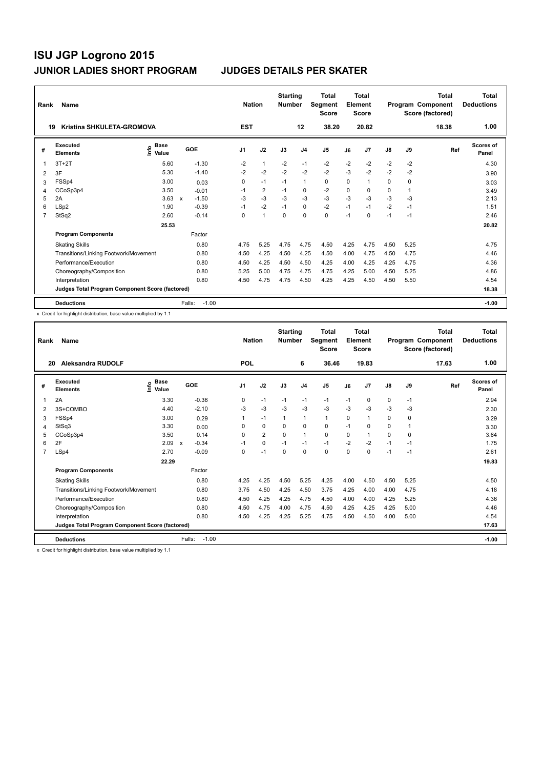# ISU JGP Logrono 2015

## JUNIOR LADIES SHORT PROGRAM    JUDGES DETAILS PER SKATER

| Rank | Name | Nation | Starting Number | Total Segment Score | Total Element Score | Total Program Component Score (factored) | Total Deductions |
|---|---|---|---|---|---|---|---|
| 19 | Kristina SHKULETA-GROMOVA | EST | 12 | 38.20 | 20.82 | 18.38 | 1.00 |

| # | Executed Elements | Info | Base Value | | GOE | J1 | J2 | J3 | J4 | J5 | J6 | J7 | J8 | J9 | Ref | Scores of Panel |
|---|---|---|---|---|---|---|---|---|---|---|---|---|---|---|---|---|
| 1 | 3T+2T | | 5.60 | | -1.30 | -2 | 1 | -2 | -1 | -2 | -2 | -2 | -2 | -2 | | 4.30 |
| 2 | 3F | | 5.30 | | -1.40 | -2 | -2 | -2 | -2 | -2 | -3 | -2 | -2 | -2 | | 3.90 |
| 3 | FSSp4 | | 3.00 | | 0.03 | 0 | -1 | -1 | 1 | 0 | 0 | 1 | 0 | 0 | | 3.03 |
| 4 | CCoSp3p4 | | 3.50 | | -0.01 | -1 | 2 | -1 | 0 | -2 | 0 | 0 | 0 | 1 | | 3.49 |
| 5 | 2A | | 3.63 | x | -1.50 | -3 | -3 | -3 | -3 | -3 | -3 | -3 | -3 | -3 | | 2.13 |
| 6 | LSp2 | | 1.90 | | -0.39 | -1 | -2 | -1 | 0 | -2 | -1 | -1 | -2 | -1 | | 1.51 |
| 7 | StSq2 | | 2.60 | | -0.14 | 0 | 1 | 0 | 0 | 0 | -1 | 0 | -1 | -1 | | 2.46 |
| | | | 25.53 | | | | | | | | | | | | | 20.82 |
| | **Program Components** | | | | Factor | | | | | | | | | | | |
| | Skating Skills | | | | 0.80 | 4.75 | 5.25 | 4.75 | 4.75 | 4.50 | 4.25 | 4.75 | 4.50 | 5.25 | | 4.75 |
| | Transitions/Linking Footwork/Movement | | | | 0.80 | 4.50 | 4.25 | 4.50 | 4.25 | 4.50 | 4.00 | 4.75 | 4.50 | 4.75 | | 4.46 |
| | Performance/Execution | | | | 0.80 | 4.50 | 4.25 | 4.50 | 4.50 | 4.25 | 4.00 | 4.25 | 4.25 | 4.75 | | 4.36 |
| | Choreography/Composition | | | | 0.80 | 5.25 | 5.00 | 4.75 | 4.75 | 4.75 | 4.25 | 5.00 | 4.50 | 5.25 | | 4.86 |
| | Interpretation | | | | 0.80 | 4.50 | 4.75 | 4.75 | 4.50 | 4.25 | 4.25 | 4.50 | 4.50 | 5.50 | | 4.54 |
| | **Judges Total Program Component Score (factored)** | | | | | | | | | | | | | | | 18.38 |
| | **Deductions** | | | | Falls: -1.00 | | | | | | | | | | | -1.00 |

x Credit for highlight distribution, base value multiplied by 1.1

| Rank | Name | Nation | Starting Number | Total Segment Score | Total Element Score | Total Program Component Score (factored) | Total Deductions |
|---|---|---|---|---|---|---|---|
| 20 | Aleksandra RUDOLF | POL | 6 | 36.46 | 19.83 | 17.63 | 1.00 |

| # | Executed Elements | Info | Base Value | | GOE | J1 | J2 | J3 | J4 | J5 | J6 | J7 | J8 | J9 | Ref | Scores of Panel |
|---|---|---|---|---|---|---|---|---|---|---|---|---|---|---|---|---|
| 1 | 2A | | 3.30 | | -0.36 | 0 | -1 | -1 | -1 | -1 | -1 | 0 | 0 | -1 | | 2.94 |
| 2 | 3S+COMBO | | 4.40 | | -2.10 | -3 | -3 | -3 | -3 | -3 | -3 | -3 | -3 | -3 | | 2.30 |
| 3 | FSSp4 | | 3.00 | | 0.29 | 1 | -1 | 1 | 1 | 1 | 0 | 1 | 0 | 0 | | 3.29 |
| 4 | StSq3 | | 3.30 | | 0.00 | 0 | 0 | 0 | 0 | 0 | -1 | 0 | 0 | 1 | | 3.30 |
| 5 | CCoSp3p4 | | 3.50 | | 0.14 | 0 | 2 | 0 | 1 | 0 | 0 | 1 | 0 | 0 | | 3.64 |
| 6 | 2F | | 2.09 | x | -0.34 | -1 | 0 | -1 | -1 | -1 | -2 | -2 | -1 | -1 | | 1.75 |
| 7 | LSp4 | | 2.70 | | -0.09 | 0 | -1 | 0 | 0 | 0 | 0 | 0 | -1 | -1 | | 2.61 |
| | | | 22.29 | | | | | | | | | | | | | 19.83 |
| | **Program Components** | | | | Factor | | | | | | | | | | | |
| | Skating Skills | | | | 0.80 | 4.25 | 4.25 | 4.50 | 5.25 | 4.25 | 4.00 | 4.50 | 4.50 | 5.25 | | 4.50 |
| | Transitions/Linking Footwork/Movement | | | | 0.80 | 3.75 | 4.50 | 4.25 | 4.50 | 3.75 | 4.25 | 4.00 | 4.00 | 4.75 | | 4.18 |
| | Performance/Execution | | | | 0.80 | 4.50 | 4.25 | 4.25 | 4.75 | 4.50 | 4.00 | 4.00 | 4.25 | 5.25 | | 4.36 |
| | Choreography/Composition | | | | 0.80 | 4.50 | 4.75 | 4.00 | 4.75 | 4.50 | 4.25 | 4.25 | 4.25 | 5.00 | | 4.46 |
| | Interpretation | | | | 0.80 | 4.50 | 4.25 | 4.25 | 5.25 | 4.75 | 4.50 | 4.50 | 4.00 | 5.00 | | 4.54 |
| | **Judges Total Program Component Score (factored)** | | | | | | | | | | | | | | | 17.63 |
| | **Deductions** | | | | Falls: -1.00 | | | | | | | | | | | -1.00 |

x Credit for highlight distribution, base value multiplied by 1.1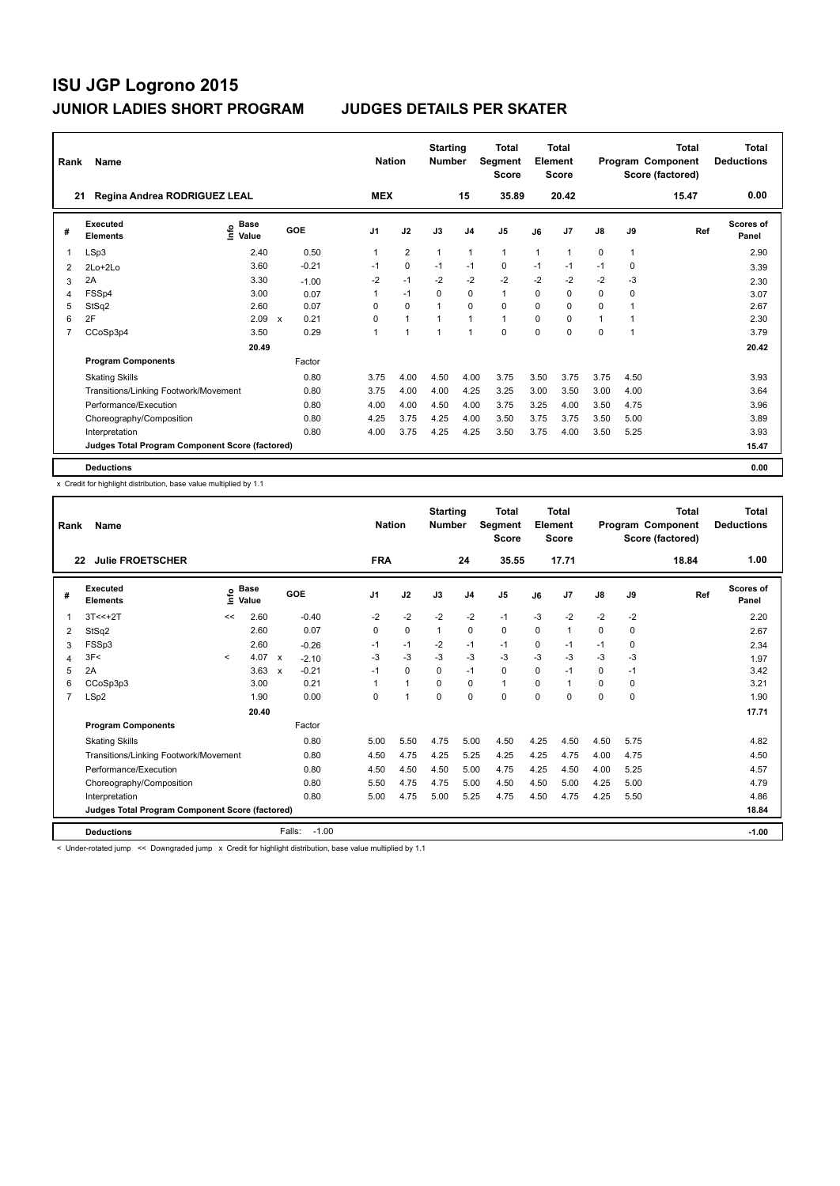# ISU JGP Logrono 2015

## JUNIOR LADIES SHORT PROGRAM　　JUDGES DETAILS PER SKATER

| Rank | Name | Nation | Starting Number | Total Segment Score | Total Element Score | Total Program Component Score (factored) | Total Deductions |
|---|---|---|---|---|---|---|---|
| 21 | Regina Andrea RODRIGUEZ LEAL | MEX | 15 | 35.89 | 20.42 | 15.47 | 0.00 |

| # | Executed Elements | Info | Base Value | | GOE | J1 | J2 | J3 | J4 | J5 | J6 | J7 | J8 | J9 | Ref | Scores of Panel |
|---|---|---|---|---|---|---|---|---|---|---|---|---|---|---|---|---|
| 1 | LSp3 | | 2.40 | | 0.50 | 1 | 2 | 1 | 1 | 1 | 1 | 1 | 0 | 1 | | 2.90 |
| 2 | 2Lo+2Lo | | 3.60 | | -0.21 | -1 | 0 | -1 | -1 | 0 | -1 | -1 | -1 | 0 | | 3.39 |
| 3 | 2A | | 3.30 | | -1.00 | -2 | -1 | -2 | -2 | -2 | -2 | -2 | -2 | -3 | | 2.30 |
| 4 | FSSp4 | | 3.00 | | 0.07 | 1 | -1 | 0 | 0 | 1 | 0 | 0 | 0 | 0 | | 3.07 |
| 5 | StSq2 | | 2.60 | | 0.07 | 0 | 0 | 1 | 0 | 0 | 0 | 0 | 0 | 1 | | 2.67 |
| 6 | 2F | | 2.09 | x | 0.21 | 0 | 1 | 1 | 1 | 1 | 0 | 0 | 1 | 1 | | 2.30 |
| 7 | CCoSp3p4 | | 3.50 | | 0.29 | 1 | 1 | 1 | 1 | 0 | 0 | 0 | 0 | 1 | | 3.79 |
| | | | 20.49 | | | | | | | | | | | | | 20.42 |
| | **Program Components** | | | | Factor | | | | | | | | | | | |
| | Skating Skills | | | | 0.80 | 3.75 | 4.00 | 4.50 | 4.00 | 3.75 | 3.50 | 3.75 | 3.75 | 4.50 | | 3.93 |
| | Transitions/Linking Footwork/Movement | | | | 0.80 | 3.75 | 4.00 | 4.00 | 4.25 | 3.25 | 3.00 | 3.50 | 3.00 | 4.00 | | 3.64 |
| | Performance/Execution | | | | 0.80 | 4.00 | 4.00 | 4.50 | 4.00 | 3.75 | 3.25 | 4.00 | 3.50 | 4.75 | | 3.96 |
| | Choreography/Composition | | | | 0.80 | 4.25 | 3.75 | 4.25 | 4.00 | 3.50 | 3.75 | 3.75 | 3.50 | 5.00 | | 3.89 |
| | Interpretation | | | | 0.80 | 4.00 | 3.75 | 4.25 | 4.25 | 3.50 | 3.75 | 4.00 | 3.50 | 5.25 | | 3.93 |
| | Judges Total Program Component Score (factored) | | | | | | | | | | | | | | | 15.47 |
| | **Deductions** | | | | | | | | | | | | | | | 0.00 |

x Credit for highlight distribution, base value multiplied by 1.1

| Rank | Name | Nation | Starting Number | Total Segment Score | Total Element Score | Total Program Component Score (factored) | Total Deductions |
|---|---|---|---|---|---|---|---|
| 22 | Julie FROETSCHER | FRA | 24 | 35.55 | 17.71 | 18.84 | 1.00 |

| # | Executed Elements | Info | Base Value | | GOE | J1 | J2 | J3 | J4 | J5 | J6 | J7 | J8 | J9 | Ref | Scores of Panel |
|---|---|---|---|---|---|---|---|---|---|---|---|---|---|---|---|---|
| 1 | 3T<<+2T | << | 2.60 | | -0.40 | -2 | -2 | -2 | -2 | -1 | -3 | -2 | -2 | -2 | | 2.20 |
| 2 | StSq2 | | 2.60 | | 0.07 | 0 | 0 | 1 | 0 | 0 | 0 | 1 | 0 | 0 | | 2.67 |
| 3 | FSSp3 | | 2.60 | | -0.26 | -1 | -1 | -2 | -1 | -1 | 0 | -1 | -1 | 0 | | 2.34 |
| 4 | 3F< | < | 4.07 | x | -2.10 | -3 | -3 | -3 | -3 | -3 | -3 | -3 | -3 | -3 | | 1.97 |
| 5 | 2A | | 3.63 | x | -0.21 | -1 | 0 | 0 | -1 | 0 | 0 | -1 | 0 | -1 | | 3.42 |
| 6 | CCoSp3p3 | | 3.00 | | 0.21 | 1 | 1 | 0 | 0 | 1 | 0 | 1 | 0 | 0 | | 3.21 |
| 7 | LSp2 | | 1.90 | | 0.00 | 0 | 1 | 0 | 0 | 0 | 0 | 0 | 0 | 0 | | 1.90 |
| | | | 20.40 | | | | | | | | | | | | | 17.71 |
| | **Program Components** | | | | Factor | | | | | | | | | | | |
| | Skating Skills | | | | 0.80 | 5.00 | 5.50 | 4.75 | 5.00 | 4.50 | 4.25 | 4.50 | 4.50 | 5.75 | | 4.82 |
| | Transitions/Linking Footwork/Movement | | | | 0.80 | 4.50 | 4.75 | 4.25 | 5.25 | 4.25 | 4.25 | 4.75 | 4.00 | 4.75 | | 4.50 |
| | Performance/Execution | | | | 0.80 | 4.50 | 4.50 | 4.50 | 5.00 | 4.75 | 4.25 | 4.50 | 4.00 | 5.25 | | 4.57 |
| | Choreography/Composition | | | | 0.80 | 5.50 | 4.75 | 4.75 | 5.00 | 4.50 | 4.50 | 5.00 | 4.25 | 5.00 | | 4.79 |
| | Interpretation | | | | 0.80 | 5.00 | 4.75 | 5.00 | 5.25 | 4.75 | 4.50 | 4.75 | 4.25 | 5.50 | | 4.86 |
| | Judges Total Program Component Score (factored) | | | | | | | | | | | | | | | 18.84 |
| | **Deductions** | | | | Falls: -1.00 | | | | | | | | | | | -1.00 |

< Under-rotated jump << Downgraded jump x Credit for highlight distribution, base value multiplied by 1.1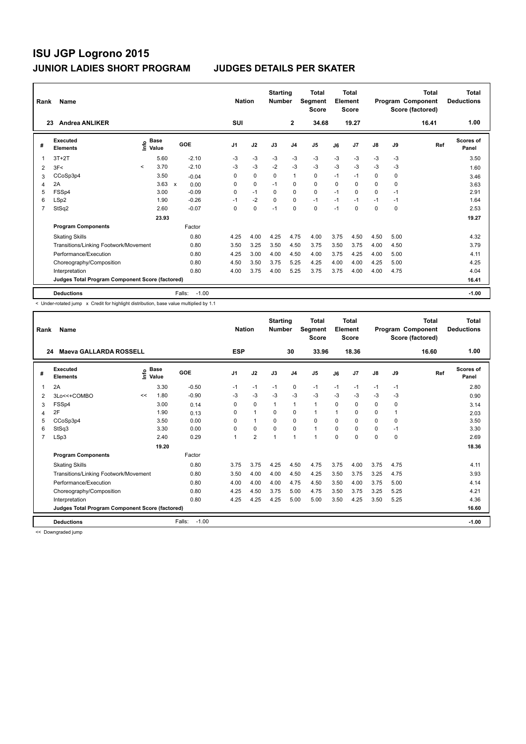# ISU JGP Logrono 2015

## JUNIOR LADIES SHORT PROGRAM — JUDGES DETAILS PER SKATER

| Rank | Name | Nation | Starting Number | Total Segment Score | Total Element Score | Total Program Component Score (factored) | Total Deductions |
|---|---|---|---|---|---|---|---|
| 23 | Andrea ANLIKER | SUI | 2 | 34.68 | 19.27 | 16.41 | 1.00 |

| # | Executed Elements | Info | Base Value | | GOE | J1 | J2 | J3 | J4 | J5 | J6 | J7 | J8 | J9 | Ref | Scores of Panel |
|---|---|---|---|---|---|---|---|---|---|---|---|---|---|---|---|---|
| 1 | 3T+2T | | 5.60 | | -2.10 | -3 | -3 | -3 | -3 | -3 | -3 | -3 | -3 | -3 | | 3.50 |
| 2 | 3F< | < | 3.70 | | -2.10 | -3 | -3 | -2 | -3 | -3 | -3 | -3 | -3 | -3 | | 1.60 |
| 3 | CCoSp3p4 | | 3.50 | | -0.04 | 0 | 0 | 0 | 1 | 0 | -1 | -1 | 0 | 0 | | 3.46 |
| 4 | 2A | | 3.63 | x | 0.00 | 0 | 0 | -1 | 0 | 0 | 0 | 0 | 0 | 0 | | 3.63 |
| 5 | FSSp4 | | 3.00 | | -0.09 | 0 | -1 | 0 | 0 | 0 | -1 | 0 | 0 | -1 | | 2.91 |
| 6 | LSp2 | | 1.90 | | -0.26 | -1 | -2 | 0 | 0 | -1 | -1 | -1 | -1 | -1 | | 1.64 |
| 7 | StSq2 | | 2.60 | | -0.07 | 0 | 0 | -1 | 0 | 0 | -1 | 0 | 0 | 0 | | 2.53 |
| | | | 23.93 | | | | | | | | | | | | | 19.27 |
| | **Program Components** | | | | Factor | | | | | | | | | | | |
| | Skating Skills | | | | 0.80 | 4.25 | 4.00 | 4.25 | 4.75 | 4.00 | 3.75 | 4.50 | 4.50 | 5.00 | | 4.32 |
| | Transitions/Linking Footwork/Movement | | | | 0.80 | 3.50 | 3.25 | 3.50 | 4.50 | 3.75 | 3.50 | 3.75 | 4.00 | 4.50 | | 3.79 |
| | Performance/Execution | | | | 0.80 | 4.25 | 3.00 | 4.00 | 4.50 | 4.00 | 3.75 | 4.25 | 4.00 | 5.00 | | 4.11 |
| | Choreography/Composition | | | | 0.80 | 4.50 | 3.50 | 3.75 | 5.25 | 4.25 | 4.00 | 4.00 | 4.25 | 5.00 | | 4.25 |
| | Interpretation | | | | 0.80 | 4.00 | 3.75 | 4.00 | 5.25 | 3.75 | 3.75 | 4.00 | 4.00 | 4.75 | | 4.04 |
| | Judges Total Program Component Score (factored) | | | | | | | | | | | | | | | 16.41 |
| | **Deductions** | | | | Falls: -1.00 | | | | | | | | | | | -1.00 |

< Under-rotated jump x Credit for highlight distribution, base value multiplied by 1.1

| Rank | Name | Nation | Starting Number | Total Segment Score | Total Element Score | Total Program Component Score (factored) | Total Deductions |
|---|---|---|---|---|---|---|---|
| 24 | Maeva GALLARDA ROSSELL | ESP | 30 | 33.96 | 18.36 | 16.60 | 1.00 |

| # | Executed Elements | Info | Base Value | GOE | J1 | J2 | J3 | J4 | J5 | J6 | J7 | J8 | J9 | Ref | Scores of Panel |
|---|---|---|---|---|---|---|---|---|---|---|---|---|---|---|---|
| 1 | 2A | | 3.30 | -0.50 | -1 | -1 | -1 | 0 | -1 | -1 | -1 | -1 | -1 | | 2.80 |
| 2 | 3Lo<<+COMBO | << | 1.80 | -0.90 | -3 | -3 | -3 | -3 | -3 | -3 | -3 | -3 | -3 | | 0.90 |
| 3 | FSSp4 | | 3.00 | 0.14 | 0 | 0 | 1 | 1 | 1 | 0 | 0 | 0 | 0 | | 3.14 |
| 4 | 2F | | 1.90 | 0.13 | 0 | 1 | 0 | 0 | 1 | 1 | 0 | 0 | 1 | | 2.03 |
| 5 | CCoSp3p4 | | 3.50 | 0.00 | 0 | 1 | 0 | 0 | 0 | 0 | 0 | 0 | 0 | | 3.50 |
| 6 | StSq3 | | 3.30 | 0.00 | 0 | 0 | 0 | 0 | 1 | 0 | 0 | 0 | -1 | | 3.30 |
| 7 | LSp3 | | 2.40 | 0.29 | 1 | 2 | 1 | 1 | 1 | 0 | 0 | 0 | 0 | | 2.69 |
| | | | 19.20 | | | | | | | | | | | | 18.36 |
| | **Program Components** | | | Factor | | | | | | | | | | | |
| | Skating Skills | | | 0.80 | 3.75 | 3.75 | 4.25 | 4.50 | 4.75 | 3.75 | 4.00 | 3.75 | 4.75 | | 4.11 |
| | Transitions/Linking Footwork/Movement | | | 0.80 | 3.50 | 4.00 | 4.00 | 4.50 | 4.25 | 3.50 | 3.75 | 3.25 | 4.75 | | 3.93 |
| | Performance/Execution | | | 0.80 | 4.00 | 4.00 | 4.00 | 4.75 | 4.50 | 3.50 | 4.00 | 3.75 | 5.00 | | 4.14 |
| | Choreography/Composition | | | 0.80 | 4.25 | 4.50 | 3.75 | 5.00 | 4.75 | 3.50 | 3.75 | 3.25 | 5.25 | | 4.21 |
| | Interpretation | | | 0.80 | 4.25 | 4.25 | 4.25 | 5.00 | 5.00 | 3.50 | 4.25 | 3.50 | 5.25 | | 4.36 |
| | Judges Total Program Component Score (factored) | | | | | | | | | | | | | | 16.60 |
| | **Deductions** | | | Falls: -1.00 | | | | | | | | | | | -1.00 |

<< Downgraded jump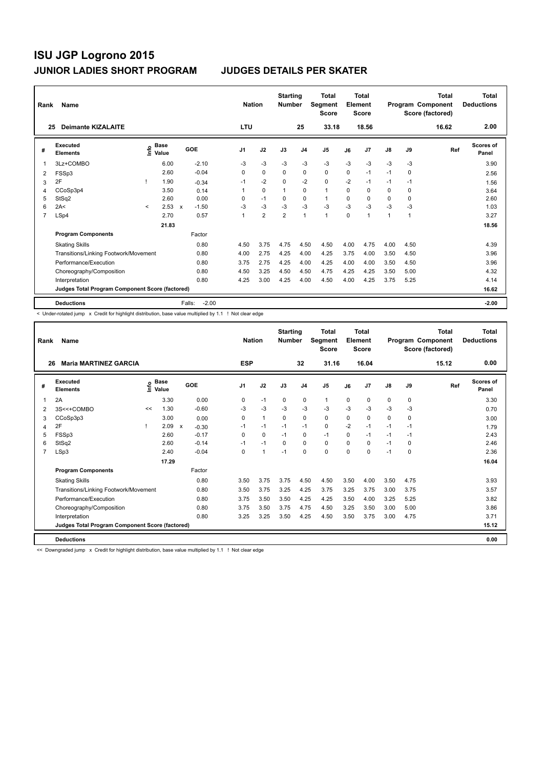# ISU JGP Logrono 2015

## JUNIOR LADIES SHORT PROGRAM — JUDGES DETAILS PER SKATER

| Rank | Name | Nation | Starting Number | Total Segment Score | Total Element Score | Total Program Component Score (factored) | Total Deductions |
|---|---|---|---|---|---|---|---|
| 25 | Deimante KIZALAITE | LTU | 25 | 33.18 | 18.56 | 16.62 | 2.00 |

| # | Executed Elements | Info | Base Value | | GOE | J1 | J2 | J3 | J4 | J5 | J6 | J7 | J8 | J9 | Ref | Scores of Panel |
|---|---|---|---|---|---|---|---|---|---|---|---|---|---|---|---|---|
| 1 | 3Lz+COMBO | | 6.00 | | -2.10 | -3 | -3 | -3 | -3 | -3 | -3 | -3 | -3 | -3 | | 3.90 |
| 2 | FSSp3 | | 2.60 | | -0.04 | 0 | 0 | 0 | 0 | 0 | 0 | -1 | -1 | 0 | | 2.56 |
| 3 | 2F | ! | 1.90 | | -0.34 | -1 | -2 | 0 | -2 | 0 | -2 | -1 | -1 | -1 | | 1.56 |
| 4 | CCoSp3p4 | | 3.50 | | 0.14 | 1 | 0 | 1 | 0 | 1 | 0 | 0 | 0 | 0 | | 3.64 |
| 5 | StSq2 | | 2.60 | | 0.00 | 0 | -1 | 0 | 0 | 1 | 0 | 0 | 0 | 0 | | 2.60 |
| 6 | 2A< | < | 2.53 | x | -1.50 | -3 | -3 | -3 | -3 | -3 | -3 | -3 | -3 | -3 | | 1.03 |
| 7 | LSp4 | | 2.70 | | 0.57 | 1 | 2 | 2 | 1 | 1 | 0 | 1 | 1 | 1 | | 3.27 |
| | | | 21.83 | | | | | | | | | | | | | 18.56 |
| | **Program Components** | | | | Factor | | | | | | | | | | | |
| | Skating Skills | | | | 0.80 | 4.50 | 3.75 | 4.75 | 4.50 | 4.50 | 4.00 | 4.75 | 4.00 | 4.50 | | 4.39 |
| | Transitions/Linking Footwork/Movement | | | | 0.80 | 4.00 | 2.75 | 4.25 | 4.00 | 4.25 | 3.75 | 4.00 | 3.50 | 4.50 | | 3.96 |
| | Performance/Execution | | | | 0.80 | 3.75 | 2.75 | 4.25 | 4.00 | 4.25 | 4.00 | 4.00 | 3.50 | 4.50 | | 3.96 |
| | Choreography/Composition | | | | 0.80 | 4.50 | 3.25 | 4.50 | 4.50 | 4.75 | 4.25 | 4.25 | 3.50 | 5.00 | | 4.32 |
| | Interpretation | | | | 0.80 | 4.25 | 3.00 | 4.25 | 4.00 | 4.50 | 4.00 | 4.25 | 3.75 | 5.25 | | 4.14 |
| | Judges Total Program Component Score (factored) | | | | | | | | | | | | | | | 16.62 |
| | **Deductions** | | | | Falls: -2.00 | | | | | | | | | | | -2.00 |

< Under-rotated jump x Credit for highlight distribution, base value multiplied by 1.1 ! Not clear edge

| Rank | Name | Nation | Starting Number | Total Segment Score | Total Element Score | Total Program Component Score (factored) | Total Deductions |
|---|---|---|---|---|---|---|---|
| 26 | Maria MARTINEZ GARCIA | ESP | 32 | 31.16 | 16.04 | 15.12 | 0.00 |

| # | Executed Elements | Info | Base Value | | GOE | J1 | J2 | J3 | J4 | J5 | J6 | J7 | J8 | J9 | Ref | Scores of Panel |
|---|---|---|---|---|---|---|---|---|---|---|---|---|---|---|---|---|
| 1 | 2A | | 3.30 | | 0.00 | 0 | -1 | 0 | 0 | 1 | 0 | 0 | 0 | 0 | | 3.30 |
| 2 | 3S<<+COMBO | << | 1.30 | | -0.60 | -3 | -3 | -3 | -3 | -3 | -3 | -3 | -3 | -3 | | 0.70 |
| 3 | CCoSp3p3 | | 3.00 | | 0.00 | 0 | 1 | 0 | 0 | 0 | 0 | 0 | 0 | 0 | | 3.00 |
| 4 | 2F | ! | 2.09 | x | -0.30 | -1 | -1 | -1 | -1 | 0 | -2 | -1 | -1 | -1 | | 1.79 |
| 5 | FSSp3 | | 2.60 | | -0.17 | 0 | 0 | -1 | 0 | -1 | 0 | -1 | -1 | -1 | | 2.43 |
| 6 | StSq2 | | 2.60 | | -0.14 | -1 | -1 | 0 | 0 | 0 | 0 | 0 | -1 | 0 | | 2.46 |
| 7 | LSp3 | | 2.40 | | -0.04 | 0 | 1 | -1 | 0 | 0 | 0 | 0 | -1 | 0 | | 2.36 |
| | | | 17.29 | | | | | | | | | | | | | 16.04 |
| | **Program Components** | | | | Factor | | | | | | | | | | | |
| | Skating Skills | | | | 0.80 | 3.50 | 3.75 | 3.75 | 4.50 | 4.50 | 3.50 | 4.00 | 3.50 | 4.75 | | 3.93 |
| | Transitions/Linking Footwork/Movement | | | | 0.80 | 3.50 | 3.75 | 3.25 | 4.25 | 3.75 | 3.25 | 3.75 | 3.00 | 3.75 | | 3.57 |
| | Performance/Execution | | | | 0.80 | 3.75 | 3.50 | 3.50 | 4.25 | 4.25 | 3.50 | 4.00 | 3.25 | 5.25 | | 3.82 |
| | Choreography/Composition | | | | 0.80 | 3.75 | 3.50 | 3.75 | 4.75 | 4.50 | 3.25 | 3.50 | 3.00 | 5.00 | | 3.86 |
| | Interpretation | | | | 0.80 | 3.25 | 3.25 | 3.50 | 4.25 | 4.50 | 3.50 | 3.75 | 3.00 | 4.75 | | 3.71 |
| | Judges Total Program Component Score (factored) | | | | | | | | | | | | | | | 15.12 |
| | **Deductions** | | | | | | | | | | | | | | | 0.00 |

<< Downgraded jump x Credit for highlight distribution, base value multiplied by 1.1 ! Not clear edge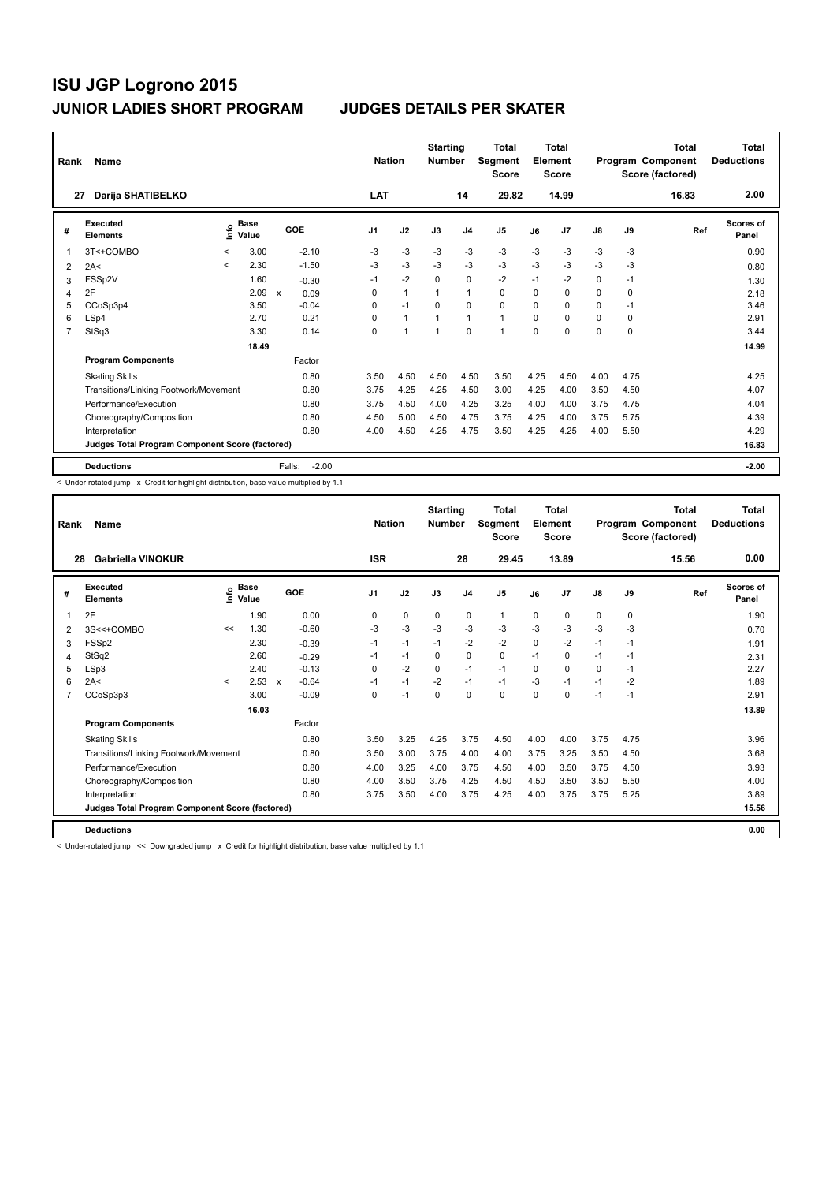# ISU JGP Logrono 2015

## JUNIOR LADIES SHORT PROGRAM — JUDGES DETAILS PER SKATER

| Rank | Name | Nation | Starting Number | Total Segment Score | Total Element Score | Total Program Component Score (factored) | Total Deductions |
|---|---|---|---|---|---|---|---|
| 27 | Darija SHATIBELKO | LAT | 14 | 29.82 | 14.99 | 16.83 | 2.00 |

| # | Executed Elements | Info | Base Value | | GOE | J1 | J2 | J3 | J4 | J5 | J6 | J7 | J8 | J9 | Ref | Scores of Panel |
|---|---|---|---|---|---|---|---|---|---|---|---|---|---|---|---|---|
| 1 | 3T<+COMBO | < | 3.00 | | -2.10 | -3 | -3 | -3 | -3 | -3 | -3 | -3 | -3 | -3 | | 0.90 |
| 2 | 2A< | < | 2.30 | | -1.50 | -3 | -3 | -3 | -3 | -3 | -3 | -3 | -3 | -3 | | 0.80 |
| 3 | FSSp2V | | 1.60 | | -0.30 | -1 | -2 | 0 | 0 | -2 | -1 | -2 | 0 | -1 | | 1.30 |
| 4 | 2F | | 2.09 | x | 0.09 | 0 | 1 | 1 | 1 | 0 | 0 | 0 | 0 | 0 | | 2.18 |
| 5 | CCoSp3p4 | | 3.50 | | -0.04 | 0 | -1 | 0 | 0 | 0 | 0 | 0 | 0 | -1 | | 3.46 |
| 6 | LSp4 | | 2.70 | | 0.21 | 0 | 1 | 1 | 1 | 1 | 0 | 0 | 0 | 0 | | 2.91 |
| 7 | StSq3 | | 3.30 | | 0.14 | 0 | 1 | 1 | 0 | 1 | 0 | 0 | 0 | 0 | | 3.44 |
| | | | 18.49 | | | | | | | | | | | | | 14.99 |
| | **Program Components** | | | | Factor | | | | | | | | | | | |
| | Skating Skills | | | | 0.80 | 3.50 | 4.50 | 4.50 | 4.50 | 3.50 | 4.25 | 4.50 | 4.00 | 4.75 | | 4.25 |
| | Transitions/Linking Footwork/Movement | | | | 0.80 | 3.75 | 4.25 | 4.25 | 4.50 | 3.00 | 4.25 | 4.00 | 3.50 | 4.50 | | 4.07 |
| | Performance/Execution | | | | 0.80 | 3.75 | 4.50 | 4.00 | 4.25 | 3.25 | 4.00 | 4.00 | 3.75 | 4.75 | | 4.04 |
| | Choreography/Composition | | | | 0.80 | 4.50 | 5.00 | 4.50 | 4.75 | 3.75 | 4.25 | 4.00 | 3.75 | 5.75 | | 4.39 |
| | Interpretation | | | | 0.80 | 4.00 | 4.50 | 4.25 | 4.75 | 3.50 | 4.25 | 4.25 | 4.00 | 5.50 | | 4.29 |
| | Judges Total Program Component Score (factored) | | | | | | | | | | | | | | | 16.83 |
| | **Deductions** | | | Falls: | -2.00 | | | | | | | | | | | -2.00 |

< Under-rotated jump x Credit for highlight distribution, base value multiplied by 1.1

| Rank | Name | Nation | Starting Number | Total Segment Score | Total Element Score | Total Program Component Score (factored) | Total Deductions |
|---|---|---|---|---|---|---|---|
| 28 | Gabriella VINOKUR | ISR | 28 | 29.45 | 13.89 | 15.56 | 0.00 |

| # | Executed Elements | Info | Base Value | | GOE | J1 | J2 | J3 | J4 | J5 | J6 | J7 | J8 | J9 | Ref | Scores of Panel |
|---|---|---|---|---|---|---|---|---|---|---|---|---|---|---|---|---|
| 1 | 2F | | 1.90 | | 0.00 | 0 | 0 | 0 | 0 | 1 | 0 | 0 | 0 | 0 | | 1.90 |
| 2 | 3S<<+COMBO | << | 1.30 | | -0.60 | -3 | -3 | -3 | -3 | -3 | -3 | -3 | -3 | -3 | | 0.70 |
| 3 | FSSp2 | | 2.30 | | -0.39 | -1 | -1 | -1 | -2 | -2 | 0 | -2 | -1 | -1 | | 1.91 |
| 4 | StSq2 | | 2.60 | | -0.29 | -1 | -1 | 0 | 0 | 0 | -1 | 0 | -1 | -1 | | 2.31 |
| 5 | LSp3 | | 2.40 | | -0.13 | 0 | -2 | 0 | -1 | -1 | 0 | 0 | 0 | -1 | | 2.27 |
| 6 | 2A< | < | 2.53 | x | -0.64 | -1 | -1 | -2 | -1 | -1 | -3 | -1 | -1 | -2 | | 1.89 |
| 7 | CCoSp3p3 | | 3.00 | | -0.09 | 0 | -1 | 0 | 0 | 0 | 0 | 0 | -1 | -1 | | 2.91 |
| | | | 16.03 | | | | | | | | | | | | | 13.89 |
| | **Program Components** | | | | Factor | | | | | | | | | | | |
| | Skating Skills | | | | 0.80 | 3.50 | 3.25 | 4.25 | 3.75 | 4.50 | 4.00 | 4.00 | 3.75 | 4.75 | | 3.96 |
| | Transitions/Linking Footwork/Movement | | | | 0.80 | 3.50 | 3.00 | 3.75 | 4.00 | 4.00 | 3.75 | 3.25 | 3.50 | 4.50 | | 3.68 |
| | Performance/Execution | | | | 0.80 | 4.00 | 3.25 | 4.00 | 3.75 | 4.50 | 4.00 | 3.50 | 3.75 | 4.50 | | 3.93 |
| | Choreography/Composition | | | | 0.80 | 4.00 | 3.50 | 3.75 | 4.25 | 4.50 | 4.50 | 3.50 | 3.50 | 5.50 | | 4.00 |
| | Interpretation | | | | 0.80 | 3.75 | 3.50 | 4.00 | 3.75 | 4.25 | 4.00 | 3.75 | 3.75 | 5.25 | | 3.89 |
| | Judges Total Program Component Score (factored) | | | | | | | | | | | | | | | 15.56 |
| | **Deductions** | | | | | | | | | | | | | | | 0.00 |

< Under-rotated jump << Downgraded jump x Credit for highlight distribution, base value multiplied by 1.1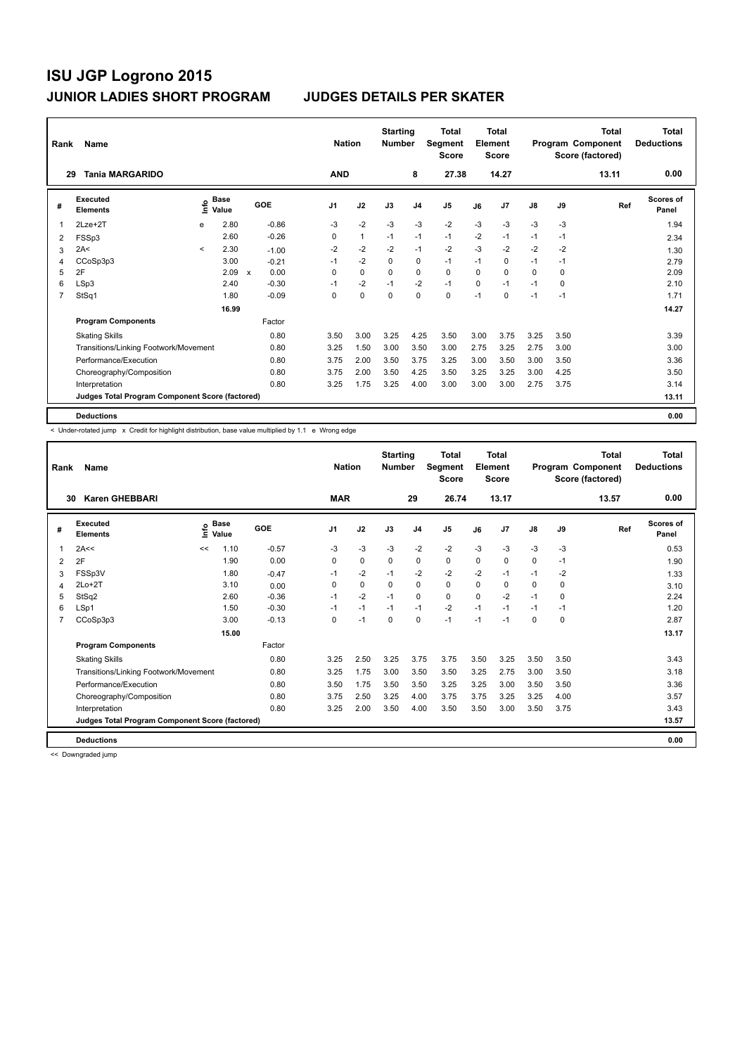# ISU JGP Logrono 2015

## JUNIOR LADIES SHORT PROGRAM — JUDGES DETAILS PER SKATER

| Rank | Name | Nation | Starting Number | Total Segment Score | Total Element Score | Total Program Component Score (factored) | Total Deductions |
|---|---|---|---|---|---|---|---|
| 29 | Tania MARGARIDO | AND | 8 | 27.38 | 14.27 | 13.11 | 0.00 |

| # | Executed Elements | Info | Base Value | | GOE | J1 | J2 | J3 | J4 | J5 | J6 | J7 | J8 | J9 | Ref | Scores of Panel |
|---|---|---|---|---|---|---|---|---|---|---|---|---|---|---|---|---|
| 1 | 2Lze+2T | e | 2.80 | | -0.86 | -3 | -2 | -3 | -3 | -2 | -3 | -3 | -3 | -3 | | 1.94 |
| 2 | FSSp3 | | 2.60 | | -0.26 | 0 | 1 | -1 | -1 | -1 | -2 | -1 | -1 | -1 | | 2.34 |
| 3 | 2A< | < | 2.30 | | -1.00 | -2 | -2 | -2 | -1 | -2 | -3 | -2 | -2 | -2 | | 1.30 |
| 4 | CCoSp3p3 | | 3.00 | | -0.21 | -1 | -2 | 0 | 0 | -1 | -1 | 0 | -1 | -1 | | 2.79 |
| 5 | 2F | | 2.09 | x | 0.00 | 0 | 0 | 0 | 0 | 0 | 0 | 0 | 0 | 0 | | 2.09 |
| 6 | LSp3 | | 2.40 | | -0.30 | -1 | -2 | -1 | -2 | -1 | 0 | -1 | -1 | 0 | | 2.10 |
| 7 | StSq1 | | 1.80 | | -0.09 | 0 | 0 | 0 | 0 | 0 | -1 | 0 | -1 | -1 | | 1.71 |
| | | | 16.99 | | | | | | | | | | | | | 14.27 |
| | **Program Components** | | | | Factor | | | | | | | | | | | |
| | Skating Skills | | | | 0.80 | 3.50 | 3.00 | 3.25 | 4.25 | 3.50 | 3.00 | 3.75 | 3.25 | 3.50 | | 3.39 |
| | Transitions/Linking Footwork/Movement | | | | 0.80 | 3.25 | 1.50 | 3.00 | 3.50 | 3.00 | 2.75 | 3.25 | 2.75 | 3.00 | | 3.00 |
| | Performance/Execution | | | | 0.80 | 3.75 | 2.00 | 3.50 | 3.75 | 3.25 | 3.00 | 3.50 | 3.00 | 3.50 | | 3.36 |
| | Choreography/Composition | | | | 0.80 | 3.75 | 2.00 | 3.50 | 4.25 | 3.50 | 3.25 | 3.25 | 3.00 | 4.25 | | 3.50 |
| | Interpretation | | | | 0.80 | 3.25 | 1.75 | 3.25 | 4.00 | 3.00 | 3.00 | 3.00 | 2.75 | 3.75 | | 3.14 |
| | Judges Total Program Component Score (factored) | | | | | | | | | | | | | | | 13.11 |
| | **Deductions** | | | | | | | | | | | | | | | 0.00 |

< Under-rotated jump x Credit for highlight distribution, base value multiplied by 1.1 e Wrong edge

| Rank | Name | Nation | Starting Number | Total Segment Score | Total Element Score | Total Program Component Score (factored) | Total Deductions |
|---|---|---|---|---|---|---|---|
| 30 | Karen GHEBBARI | MAR | 29 | 26.74 | 13.17 | 13.57 | 0.00 |

| # | Executed Elements | Info | Base Value | GOE | J1 | J2 | J3 | J4 | J5 | J6 | J7 | J8 | J9 | Ref | Scores of Panel |
|---|---|---|---|---|---|---|---|---|---|---|---|---|---|---|---|
| 1 | 2A<< | << | 1.10 | -0.57 | -3 | -3 | -3 | -2 | -2 | -3 | -3 | -3 | -3 | | 0.53 |
| 2 | 2F | | 1.90 | 0.00 | 0 | 0 | 0 | 0 | 0 | 0 | 0 | 0 | -1 | | 1.90 |
| 3 | FSSp3V | | 1.80 | -0.47 | -1 | -2 | -1 | -2 | -2 | -2 | -1 | -1 | -2 | | 1.33 |
| 4 | 2Lo+2T | | 3.10 | 0.00 | 0 | 0 | 0 | 0 | 0 | 0 | 0 | 0 | 0 | | 3.10 |
| 5 | StSq2 | | 2.60 | -0.36 | -1 | -2 | -1 | 0 | 0 | 0 | -2 | -1 | 0 | | 2.24 |
| 6 | LSp1 | | 1.50 | -0.30 | -1 | -1 | -1 | -1 | -2 | -1 | -1 | -1 | -1 | | 1.20 |
| 7 | CCoSp3p3 | | 3.00 | -0.13 | 0 | -1 | 0 | 0 | -1 | -1 | -1 | 0 | 0 | | 2.87 |
| | | | 15.00 | | | | | | | | | | | | 13.17 |
| | **Program Components** | | | Factor | | | | | | | | | | | |
| | Skating Skills | | | 0.80 | 3.25 | 2.50 | 3.25 | 3.75 | 3.75 | 3.50 | 3.25 | 3.50 | 3.50 | | 3.43 |
| | Transitions/Linking Footwork/Movement | | | 0.80 | 3.25 | 1.75 | 3.00 | 3.50 | 3.50 | 3.25 | 2.75 | 3.00 | 3.50 | | 3.18 |
| | Performance/Execution | | | 0.80 | 3.50 | 1.75 | 3.50 | 3.50 | 3.25 | 3.25 | 3.00 | 3.50 | 3.50 | | 3.36 |
| | Choreography/Composition | | | 0.80 | 3.75 | 2.50 | 3.25 | 4.00 | 3.75 | 3.75 | 3.25 | 3.25 | 4.00 | | 3.57 |
| | Interpretation | | | 0.80 | 3.25 | 2.00 | 3.50 | 4.00 | 3.50 | 3.50 | 3.00 | 3.50 | 3.75 | | 3.43 |
| | Judges Total Program Component Score (factored) | | | | | | | | | | | | | | 13.57 |
| | **Deductions** | | | | | | | | | | | | | | 0.00 |

<< Downgraded jump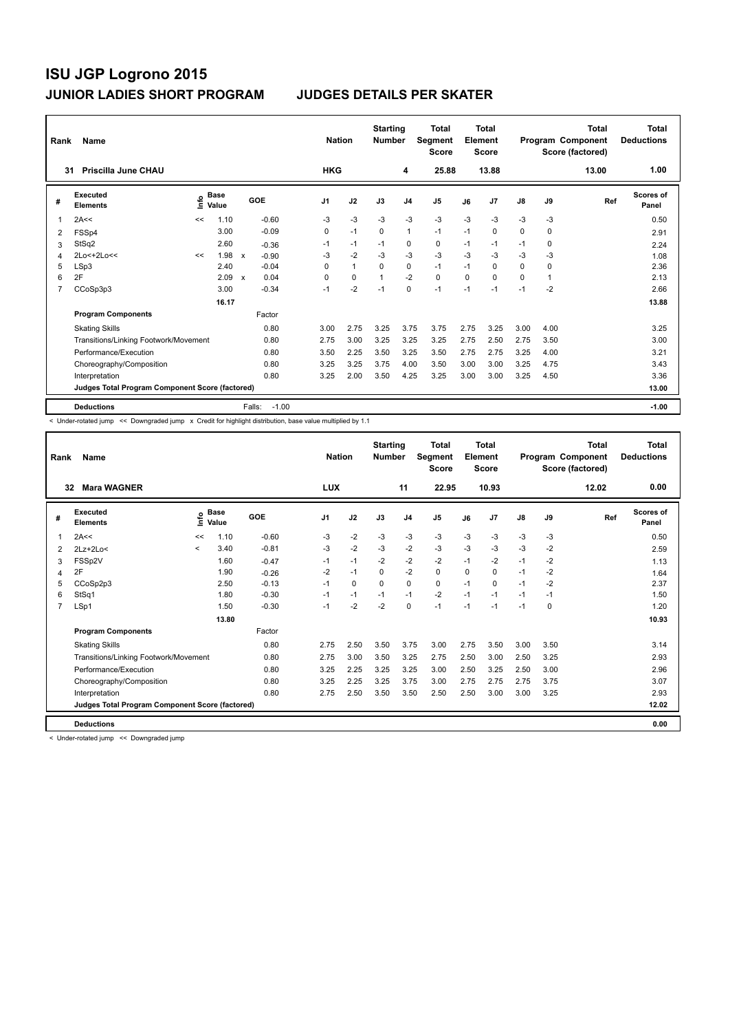# ISU JGP Logrono 2015

## JUNIOR LADIES SHORT PROGRAM JUDGES DETAILS PER SKATER

| Rank | Name | Nation | Starting Number | Total Segment Score | Total Element Score | Total Program Component Score (factored) | Total Deductions |
|---|---|---|---|---|---|---|---|
| 31 | Priscilla June CHAU | HKG | 4 | 25.88 | 13.88 | 13.00 | 1.00 |

| # | Executed Elements | Info | Base Value | | GOE | J1 | J2 | J3 | J4 | J5 | J6 | J7 | J8 | J9 | Ref | Scores of Panel |
|---|---|---|---|---|---|---|---|---|---|---|---|---|---|---|---|---|
| 1 | 2A<< | << | 1.10 | | -0.60 | -3 | -3 | -3 | -3 | -3 | -3 | -3 | -3 | -3 | | 0.50 |
| 2 | FSSp4 | | 3.00 | | -0.09 | 0 | -1 | 0 | 1 | -1 | -1 | 0 | 0 | 0 | | 2.91 |
| 3 | StSq2 | | 2.60 | | -0.36 | -1 | -1 | -1 | 0 | 0 | -1 | -1 | -1 | 0 | | 2.24 |
| 4 | 2Lo<+2Lo<< | << | 1.98 | x | -0.90 | -3 | -2 | -3 | -3 | -3 | -3 | -3 | -3 | -3 | | 1.08 |
| 5 | LSp3 | | 2.40 | | -0.04 | 0 | 1 | 0 | 0 | -1 | -1 | 0 | 0 | 0 | | 2.36 |
| 6 | 2F | | 2.09 | x | 0.04 | 0 | 0 | 1 | -2 | 0 | 0 | 0 | 0 | 1 | | 2.13 |
| 7 | CCoSp3p3 | | 3.00 | | -0.34 | -1 | -2 | -1 | 0 | -1 | -1 | -1 | -1 | -2 | | 2.66 |
| | | | 16.17 | | | | | | | | | | | | | 13.88 |
| | **Program Components** | | | | Factor | | | | | | | | | | | |
| | Skating Skills | | | | 0.80 | 3.00 | 2.75 | 3.25 | 3.75 | 3.75 | 2.75 | 3.25 | 3.00 | 4.00 | | 3.25 |
| | Transitions/Linking Footwork/Movement | | | | 0.80 | 2.75 | 3.00 | 3.25 | 3.25 | 3.25 | 2.75 | 2.50 | 2.75 | 3.50 | | 3.00 |
| | Performance/Execution | | | | 0.80 | 3.50 | 2.25 | 3.50 | 3.25 | 3.50 | 2.75 | 2.75 | 3.25 | 4.00 | | 3.21 |
| | Choreography/Composition | | | | 0.80 | 3.25 | 3.25 | 3.75 | 4.00 | 3.50 | 3.00 | 3.00 | 3.25 | 4.75 | | 3.43 |
| | Interpretation | | | | 0.80 | 3.25 | 2.00 | 3.50 | 4.25 | 3.25 | 3.00 | 3.00 | 3.25 | 4.50 | | 3.36 |
| | Judges Total Program Component Score (factored) | | | | | | | | | | | | | | | 13.00 |
| | **Deductions** | | | | Falls: -1.00 | | | | | | | | | | | -1.00 |

< Under-rotated jump << Downgraded jump x Credit for highlight distribution, base value multiplied by 1.1

| Rank | Name | Nation | Starting Number | Total Segment Score | Total Element Score | Total Program Component Score (factored) | Total Deductions |
|---|---|---|---|---|---|---|---|
| 32 | Mara WAGNER | LUX | 11 | 22.95 | 10.93 | 12.02 | 0.00 |

| # | Executed Elements | Info | Base Value | GOE | J1 | J2 | J3 | J4 | J5 | J6 | J7 | J8 | J9 | Ref | Scores of Panel |
|---|---|---|---|---|---|---|---|---|---|---|---|---|---|---|---|
| 1 | 2A<< | << | 1.10 | -0.60 | -3 | -2 | -3 | -3 | -3 | -3 | -3 | -3 | -3 | | 0.50 |
| 2 | 2Lz+2Lo< | < | 3.40 | -0.81 | -3 | -2 | -3 | -2 | -3 | -3 | -3 | -3 | -2 | | 2.59 |
| 3 | FSSp2V | | 1.60 | -0.47 | -1 | -1 | -2 | -2 | -2 | -1 | -2 | -1 | -2 | | 1.13 |
| 4 | 2F | | 1.90 | -0.26 | -2 | -1 | 0 | -2 | 0 | 0 | 0 | -1 | -2 | | 1.64 |
| 5 | CCoSp2p3 | | 2.50 | -0.13 | -1 | 0 | 0 | 0 | 0 | -1 | 0 | -1 | -2 | | 2.37 |
| 6 | StSq1 | | 1.80 | -0.30 | -1 | -1 | -1 | -1 | -2 | -1 | -1 | -1 | -1 | | 1.50 |
| 7 | LSp1 | | 1.50 | -0.30 | -1 | -2 | -2 | 0 | -1 | -1 | -1 | -1 | 0 | | 1.20 |
| | | | 13.80 | | | | | | | | | | | | 10.93 |
| | **Program Components** | | | Factor | | | | | | | | | | | |
| | Skating Skills | | | 0.80 | 2.75 | 2.50 | 3.50 | 3.75 | 3.00 | 2.75 | 3.50 | 3.00 | 3.50 | | 3.14 |
| | Transitions/Linking Footwork/Movement | | | 0.80 | 2.75 | 3.00 | 3.50 | 3.25 | 2.75 | 2.50 | 3.00 | 2.50 | 3.25 | | 2.93 |
| | Performance/Execution | | | 0.80 | 3.25 | 2.25 | 3.25 | 3.25 | 3.00 | 2.50 | 3.25 | 2.50 | 3.00 | | 2.96 |
| | Choreography/Composition | | | 0.80 | 3.25 | 2.25 | 3.25 | 3.75 | 3.00 | 2.75 | 2.75 | 2.75 | 3.75 | | 3.07 |
| | Interpretation | | | 0.80 | 2.75 | 2.50 | 3.50 | 3.50 | 2.50 | 2.50 | 3.00 | 3.00 | 3.25 | | 2.93 |
| | Judges Total Program Component Score (factored) | | | | | | | | | | | | | | 12.02 |
| | **Deductions** | | | | | | | | | | | | | | 0.00 |

< Under-rotated jump << Downgraded jump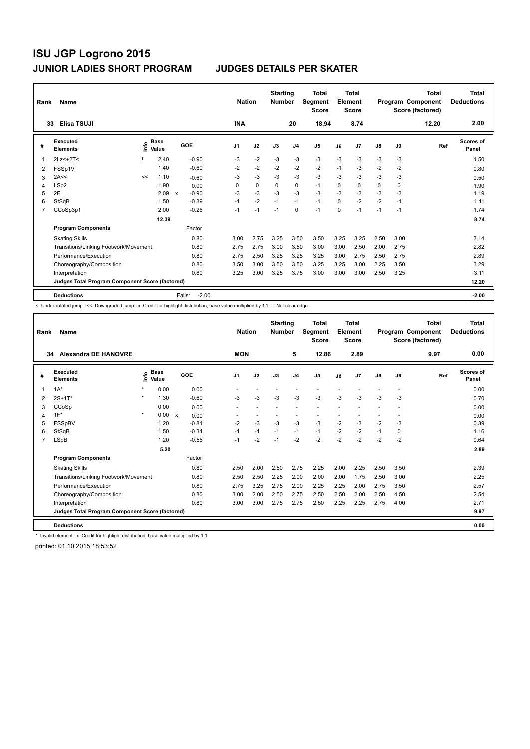# ISU JGP Logrono 2015

## JUNIOR LADIES SHORT PROGRAM JUDGES DETAILS PER SKATER

| Rank | Name | Nation | Starting Number | Total Segment Score | Total Element Score | Total Program Component Score (factored) | Total Deductions |
|---|---|---|---|---|---|---|---|
| 33 | Elisa TSUJI | INA | 20 | 18.94 | 8.74 | 12.20 | 2.00 |

| # | Executed Elements | Info | Base Value | | GOE | J1 | J2 | J3 | J4 | J5 | J6 | J7 | J8 | J9 | Ref | Scores of Panel |
|---|---|---|---|---|---|---|---|---|---|---|---|---|---|---|---|---|
| 1 | 2Lz<+2T< | ! | 2.40 | | -0.90 | -3 | -2 | -3 | -3 | -3 | -3 | -3 | -3 | -3 | | 1.50 |
| 2 | FSSp1V | | 1.40 | | -0.60 | -2 | -2 | -2 | -2 | -2 | -1 | -3 | -2 | -2 | | 0.80 |
| 3 | 2A<< | << | 1.10 | | -0.60 | -3 | -3 | -3 | -3 | -3 | -3 | -3 | -3 | -3 | | 0.50 |
| 4 | LSp2 | | 1.90 | | 0.00 | 0 | 0 | 0 | 0 | -1 | 0 | 0 | 0 | 0 | | 1.90 |
| 5 | 2F | | 2.09 | x | -0.90 | -3 | -3 | -3 | -3 | -3 | -3 | -3 | -3 | -3 | | 1.19 |
| 6 | StSqB | | 1.50 | | -0.39 | -1 | -2 | -1 | -1 | -1 | 0 | -2 | -2 | -1 | | 1.11 |
| 7 | CCoSp3p1 | | 2.00 | | -0.26 | -1 | -1 | -1 | 0 | -1 | 0 | -1 | -1 | -1 | | 1.74 |
| | | | 12.39 | | | | | | | | | | | | | 8.74 |
| | **Program Components** | | | | Factor | | | | | | | | | | | |
| | Skating Skills | | | | 0.80 | 3.00 | 2.75 | 3.25 | 3.50 | 3.50 | 3.25 | 3.25 | 2.50 | 3.00 | | 3.14 |
| | Transitions/Linking Footwork/Movement | | | | 0.80 | 2.75 | 2.75 | 3.00 | 3.50 | 3.00 | 3.00 | 2.50 | 2.00 | 2.75 | | 2.82 |
| | Performance/Execution | | | | 0.80 | 2.75 | 2.50 | 3.25 | 3.25 | 3.25 | 3.00 | 2.75 | 2.50 | 2.75 | | 2.89 |
| | Choreography/Composition | | | | 0.80 | 3.50 | 3.00 | 3.50 | 3.50 | 3.25 | 3.25 | 3.00 | 2.25 | 3.50 | | 3.29 |
| | Interpretation | | | | 0.80 | 3.25 | 3.00 | 3.25 | 3.75 | 3.00 | 3.00 | 3.00 | 2.50 | 3.25 | | 3.11 |
| | Judges Total Program Component Score (factored) | | | | | | | | | | | | | | | 12.20 |
| | **Deductions** | | | Falls: | -2.00 | | | | | | | | | | | -2.00 |

< Under-rotated jump << Downgraded jump x Credit for highlight distribution, base value multiplied by 1.1 ! Not clear edge

| Rank | Name | Nation | Starting Number | Total Segment Score | Total Element Score | Total Program Component Score (factored) | Total Deductions |
|---|---|---|---|---|---|---|---|
| 34 | Alexandra DE HANOVRE | MON | 5 | 12.86 | 2.89 | 9.97 | 0.00 |

| # | Executed Elements | Info | Base Value | | GOE | J1 | J2 | J3 | J4 | J5 | J6 | J7 | J8 | J9 | Ref | Scores of Panel |
|---|---|---|---|---|---|---|---|---|---|---|---|---|---|---|---|---|
| 1 | 1A* | * | 0.00 | | 0.00 | - | - | - | - | - | - | - | - | - | | 0.00 |
| 2 | 2S+1T* | * | 1.30 | | -0.60 | -3 | -3 | -3 | -3 | -3 | -3 | -3 | -3 | -3 | | 0.70 |
| 3 | CCoSp | | 0.00 | | 0.00 | - | - | - | - | - | - | - | - | - | | 0.00 |
| 4 | 1F* | * | 0.00 | x | 0.00 | - | - | - | - | - | - | - | - | - | | 0.00 |
| 5 | FSSpBV | | 1.20 | | -0.81 | -2 | -3 | -3 | -3 | -3 | -2 | -3 | -2 | -3 | | 0.39 |
| 6 | StSqB | | 1.50 | | -0.34 | -1 | -1 | -1 | -1 | -1 | -2 | -2 | -1 | 0 | | 1.16 |
| 7 | LSpB | | 1.20 | | -0.56 | -1 | -2 | -1 | -2 | -2 | -2 | -2 | -2 | -2 | | 0.64 |
| | | | 5.20 | | | | | | | | | | | | | 2.89 |
| | **Program Components** | | | | Factor | | | | | | | | | | | |
| | Skating Skills | | | | 0.80 | 2.50 | 2.00 | 2.50 | 2.75 | 2.25 | 2.00 | 2.25 | 2.50 | 3.50 | | 2.39 |
| | Transitions/Linking Footwork/Movement | | | | 0.80 | 2.50 | 2.50 | 2.25 | 2.00 | 2.00 | 2.00 | 1.75 | 2.50 | 3.00 | | 2.25 |
| | Performance/Execution | | | | 0.80 | 2.75 | 3.25 | 2.75 | 2.00 | 2.25 | 2.25 | 2.00 | 2.75 | 3.50 | | 2.57 |
| | Choreography/Composition | | | | 0.80 | 3.00 | 2.00 | 2.50 | 2.75 | 2.50 | 2.50 | 2.00 | 2.50 | 4.50 | | 2.54 |
| | Interpretation | | | | 0.80 | 3.00 | 3.00 | 2.75 | 2.75 | 2.50 | 2.25 | 2.25 | 2.75 | 4.00 | | 2.71 |
| | Judges Total Program Component Score (factored) | | | | | | | | | | | | | | | 9.97 |
| | **Deductions** | | | | | | | | | | | | | | | 0.00 |

\* Invalid element x Credit for highlight distribution, base value multiplied by 1.1

printed: 01.10.2015 18:53:52